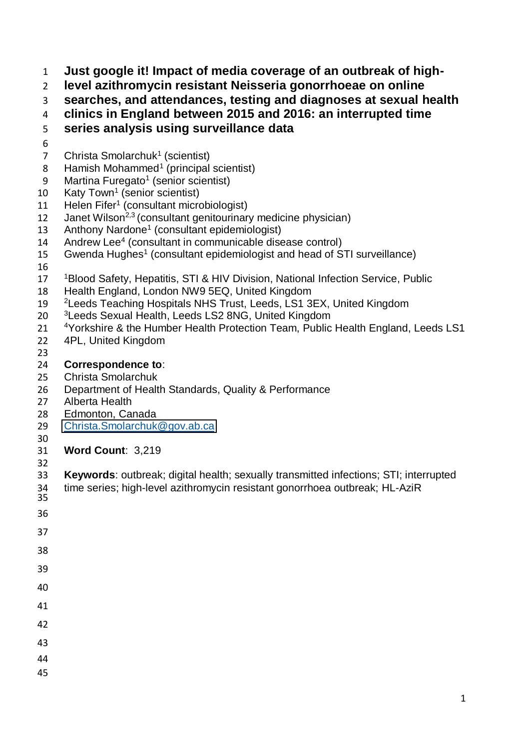# Just google it! Impact of media coverage of an outbreak of high-level azithromycin resistant Neisseria gonorrhoeae on online searches, and attendances, testing and diagnoses at sexual health clinics in England between 2015 and 2016: an interrupted time series analysis using surveillance data

Christa Smolarchuk[1] (scientist)
Hamish Mohammed[1] (principal scientist)
Martina Furegato[1] (senior scientist)
Katy Town[1] (senior scientist)
Helen Fifer[1] (consultant microbiologist)
Janet Wilson[2,3] (consultant genitourinary medicine physician)
Anthony Nardone[1] (consultant epidemiologist)
Andrew Lee[4] (consultant in communicable disease control)
Gwenda Hughes[1] (consultant epidemiologist and head of STI surveillance)

[1]Blood Safety, Hepatitis, STI & HIV Division, National Infection Service, Public Health England, London NW9 5EQ, United Kingdom
[2]Leeds Teaching Hospitals NHS Trust, Leeds, LS1 3EX, United Kingdom
[3]Leeds Sexual Health, Leeds LS2 8NG, United Kingdom
[4]Yorkshire & the Humber Health Protection Team, Public Health England, Leeds LS1 4PL, United Kingdom

**Correspondence to**:
Christa Smolarchuk
Department of Health Standards, Quality & Performance
Alberta Health
Edmonton, Canada
Christa.Smolarchuk@gov.ab.ca

**Word Count**: 3,219

**Keywords**: outbreak; digital health; sexually transmitted infections; STI; interrupted time series; high-level azithromycin resistant gonorrhoea outbreak; HL-AziR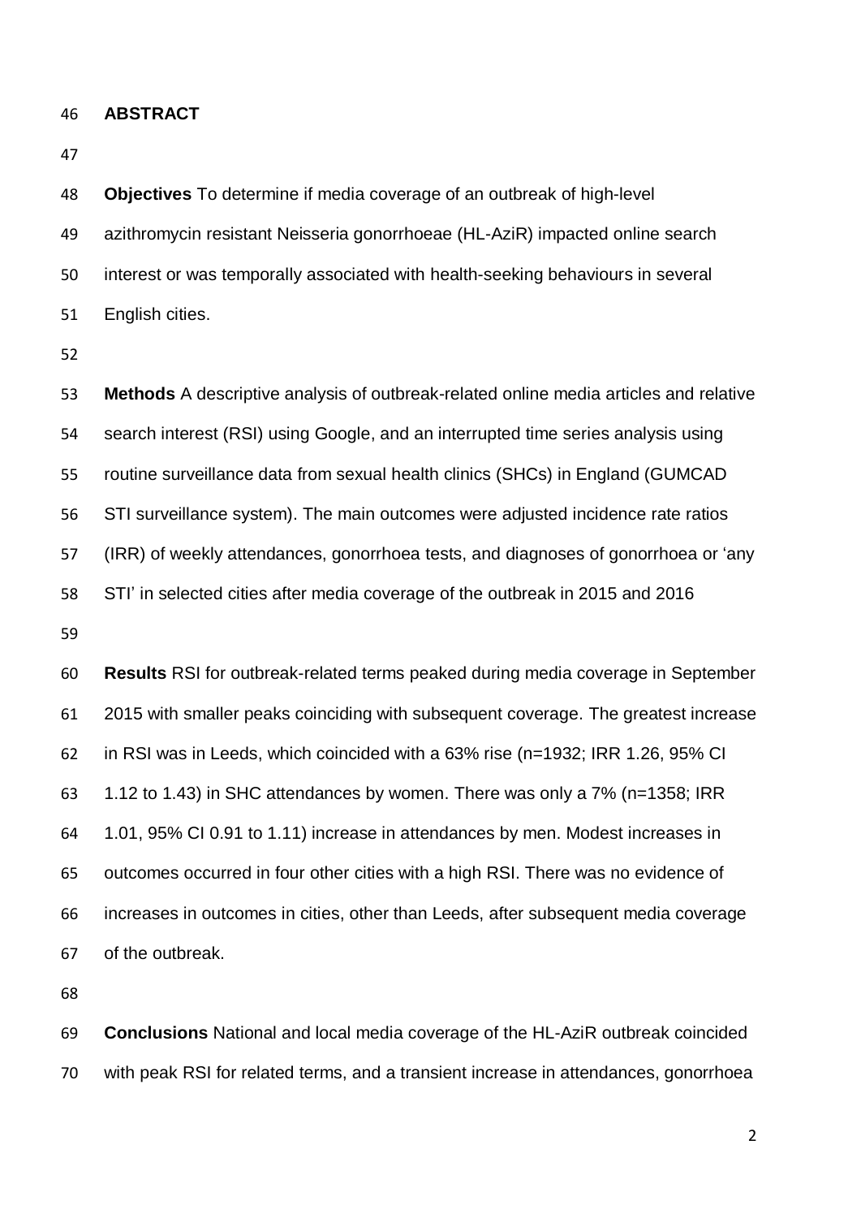## ABSTRACT

**Objectives** To determine if media coverage of an outbreak of high-level azithromycin resistant Neisseria gonorrhoeae (HL-AziR) impacted online search interest or was temporally associated with health-seeking behaviours in several English cities.

**Methods** A descriptive analysis of outbreak-related online media articles and relative search interest (RSI) using Google, and an interrupted time series analysis using routine surveillance data from sexual health clinics (SHCs) in England (GUMCAD STI surveillance system). The main outcomes were adjusted incidence rate ratios (IRR) of weekly attendances, gonorrhoea tests, and diagnoses of gonorrhoea or 'any STI' in selected cities after media coverage of the outbreak in 2015 and 2016

**Results** RSI for outbreak-related terms peaked during media coverage in September 2015 with smaller peaks coinciding with subsequent coverage. The greatest increase in RSI was in Leeds, which coincided with a 63% rise (n=1932; IRR 1.26, 95% CI 1.12 to 1.43) in SHC attendances by women. There was only a 7% (n=1358; IRR 1.01, 95% CI 0.91 to 1.11) increase in attendances by men. Modest increases in outcomes occurred in four other cities with a high RSI. There was no evidence of increases in outcomes in cities, other than Leeds, after subsequent media coverage of the outbreak.

**Conclusions** National and local media coverage of the HL-AziR outbreak coincided with peak RSI for related terms, and a transient increase in attendances, gonorrhoea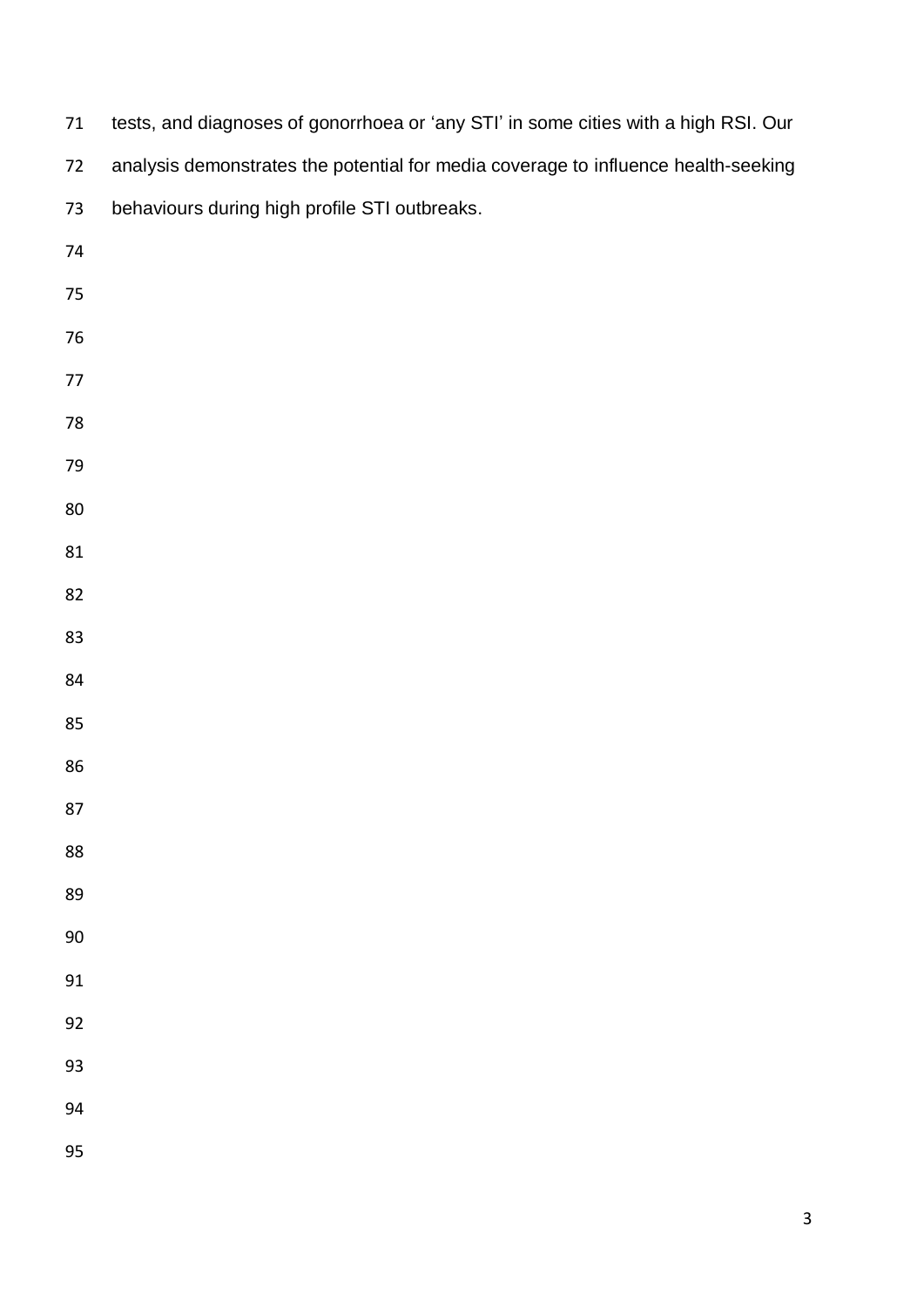tests, and diagnoses of gonorrhoea or 'any STI' in some cities with a high RSI. Our analysis demonstrates the potential for media coverage to influence health-seeking behaviours during high profile STI outbreaks.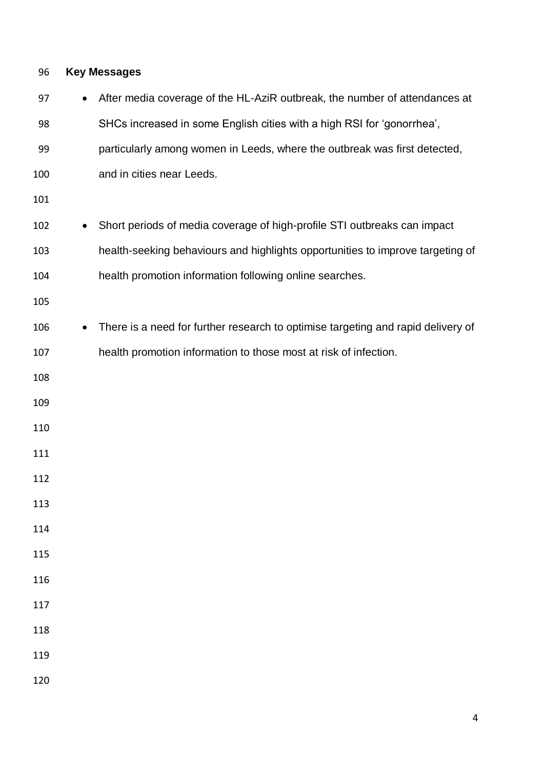## Key Messages

- After media coverage of the HL-AziR outbreak, the number of attendances at SHCs increased in some English cities with a high RSI for 'gonorrhea', particularly among women in Leeds, where the outbreak was first detected, and in cities near Leeds.

- Short periods of media coverage of high-profile STI outbreaks can impact health-seeking behaviours and highlights opportunities to improve targeting of health promotion information following online searches.

- There is a need for further research to optimise targeting and rapid delivery of health promotion information to those most at risk of infection.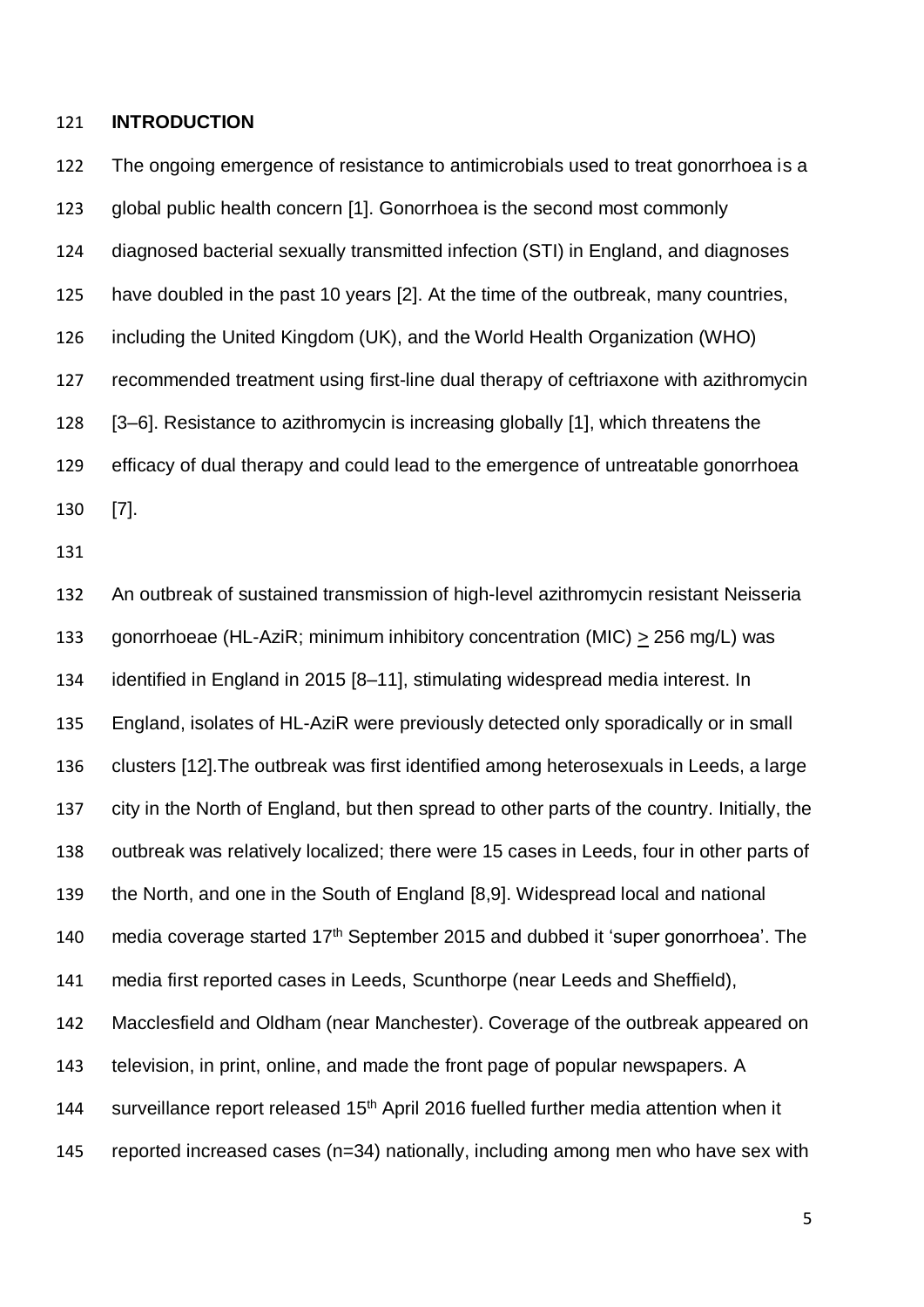## INTRODUCTION

The ongoing emergence of resistance to antimicrobials used to treat gonorrhoea is a global public health concern [1]. Gonorrhoea is the second most commonly diagnosed bacterial sexually transmitted infection (STI) in England, and diagnoses have doubled in the past 10 years [2]. At the time of the outbreak, many countries, including the United Kingdom (UK), and the World Health Organization (WHO) recommended treatment using first-line dual therapy of ceftriaxone with azithromycin [3–6]. Resistance to azithromycin is increasing globally [1], which threatens the efficacy of dual therapy and could lead to the emergence of untreatable gonorrhoea [7].

An outbreak of sustained transmission of high-level azithromycin resistant Neisseria gonorrhoeae (HL-AziR; minimum inhibitory concentration (MIC) $\geq$ 256 mg/L) was identified in England in 2015 [8–11], stimulating widespread media interest. In England, isolates of HL-AziR were previously detected only sporadically or in small clusters [12].The outbreak was first identified among heterosexuals in Leeds, a large city in the North of England, but then spread to other parts of the country. Initially, the outbreak was relatively localized; there were 15 cases in Leeds, four in other parts of the North, and one in the South of England [8,9]. Widespread local and national media coverage started 17th September 2015 and dubbed it 'super gonorrhoea'. The media first reported cases in Leeds, Scunthorpe (near Leeds and Sheffield), Macclesfield and Oldham (near Manchester). Coverage of the outbreak appeared on television, in print, online, and made the front page of popular newspapers. A surveillance report released 15th April 2016 fuelled further media attention when it reported increased cases (n=34) nationally, including among men who have sex with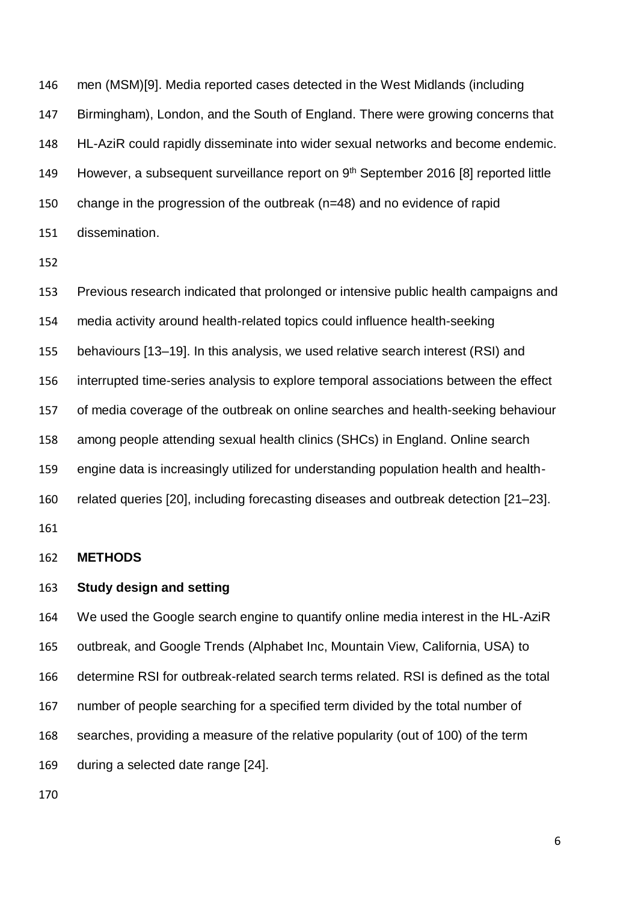men (MSM)[9]. Media reported cases detected in the West Midlands (including Birmingham), London, and the South of England. There were growing concerns that HL-AziR could rapidly disseminate into wider sexual networks and become endemic. However, a subsequent surveillance report on 9th September 2016 [8] reported little change in the progression of the outbreak (n=48) and no evidence of rapid dissemination.

Previous research indicated that prolonged or intensive public health campaigns and media activity around health-related topics could influence health-seeking behaviours [13–19]. In this analysis, we used relative search interest (RSI) and interrupted time-series analysis to explore temporal associations between the effect of media coverage of the outbreak on online searches and health-seeking behaviour among people attending sexual health clinics (SHCs) in England. Online search engine data is increasingly utilized for understanding population health and health-related queries [20], including forecasting diseases and outbreak detection [21–23].

## METHODS

### Study design and setting

We used the Google search engine to quantify online media interest in the HL-AziR outbreak, and Google Trends (Alphabet Inc, Mountain View, California, USA) to determine RSI for outbreak-related search terms related. RSI is defined as the total number of people searching for a specified term divided by the total number of searches, providing a measure of the relative popularity (out of 100) of the term during a selected date range [24].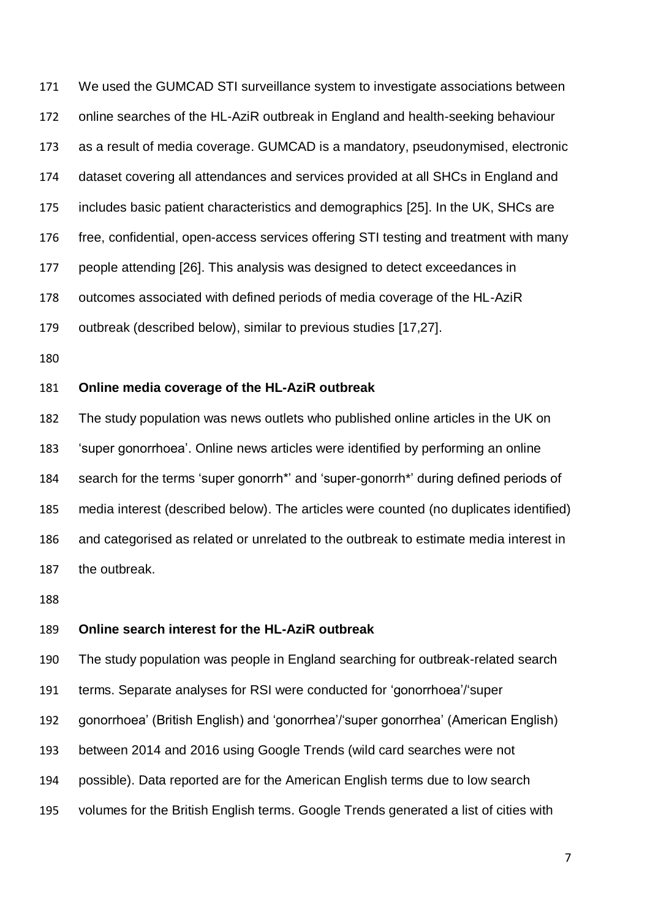We used the GUMCAD STI surveillance system to investigate associations between online searches of the HL-AziR outbreak in England and health-seeking behaviour as a result of media coverage. GUMCAD is a mandatory, pseudonymised, electronic dataset covering all attendances and services provided at all SHCs in England and includes basic patient characteristics and demographics [25]. In the UK, SHCs are free, confidential, open-access services offering STI testing and treatment with many people attending [26]. This analysis was designed to detect exceedances in outcomes associated with defined periods of media coverage of the HL-AziR outbreak (described below), similar to previous studies [17,27].

**Online media coverage of the HL-AziR outbreak**

The study population was news outlets who published online articles in the UK on 'super gonorrhoea'. Online news articles were identified by performing an online search for the terms 'super gonorrh*' and 'super-gonorrh*' during defined periods of media interest (described below). The articles were counted (no duplicates identified) and categorised as related or unrelated to the outbreak to estimate media interest in the outbreak.

**Online search interest for the HL-AziR outbreak**

The study population was people in England searching for outbreak-related search terms. Separate analyses for RSI were conducted for 'gonorrhoea'/'super gonorrhoea' (British English) and 'gonorrhea'/'super gonorrhea' (American English) between 2014 and 2016 using Google Trends (wild card searches were not possible). Data reported are for the American English terms due to low search volumes for the British English terms. Google Trends generated a list of cities with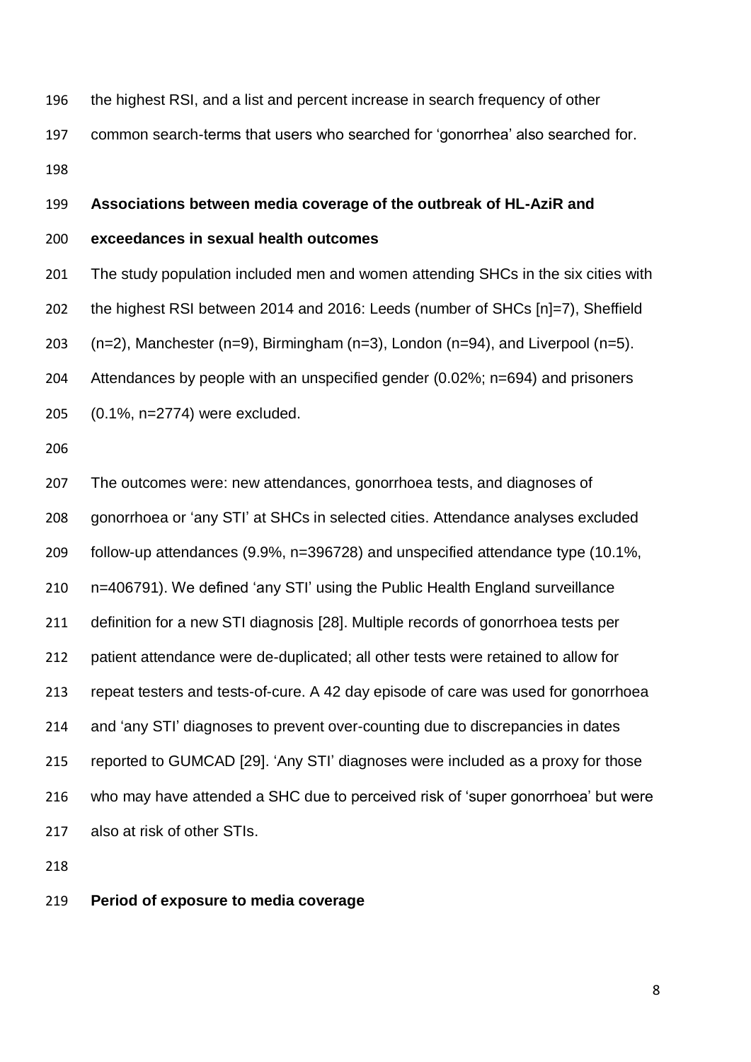the highest RSI, and a list and percent increase in search frequency of other common search-terms that users who searched for 'gonorrhea' also searched for.

**Associations between media coverage of the outbreak of HL-AziR and exceedances in sexual health outcomes**

The study population included men and women attending SHCs in the six cities with the highest RSI between 2014 and 2016: Leeds (number of SHCs [n]=7), Sheffield (n=2), Manchester (n=9), Birmingham (n=3), London (n=94), and Liverpool (n=5). Attendances by people with an unspecified gender (0.02%; n=694) and prisoners (0.1%, n=2774) were excluded.

The outcomes were: new attendances, gonorrhoea tests, and diagnoses of gonorrhoea or 'any STI' at SHCs in selected cities. Attendance analyses excluded follow-up attendances (9.9%, n=396728) and unspecified attendance type (10.1%, n=406791). We defined 'any STI' using the Public Health England surveillance definition for a new STI diagnosis [28]. Multiple records of gonorrhoea tests per patient attendance were de-duplicated; all other tests were retained to allow for repeat testers and tests-of-cure. A 42 day episode of care was used for gonorrhoea and 'any STI' diagnoses to prevent over-counting due to discrepancies in dates reported to GUMCAD [29]. 'Any STI' diagnoses were included as a proxy for those who may have attended a SHC due to perceived risk of 'super gonorrhoea' but were also at risk of other STIs.

**Period of exposure to media coverage**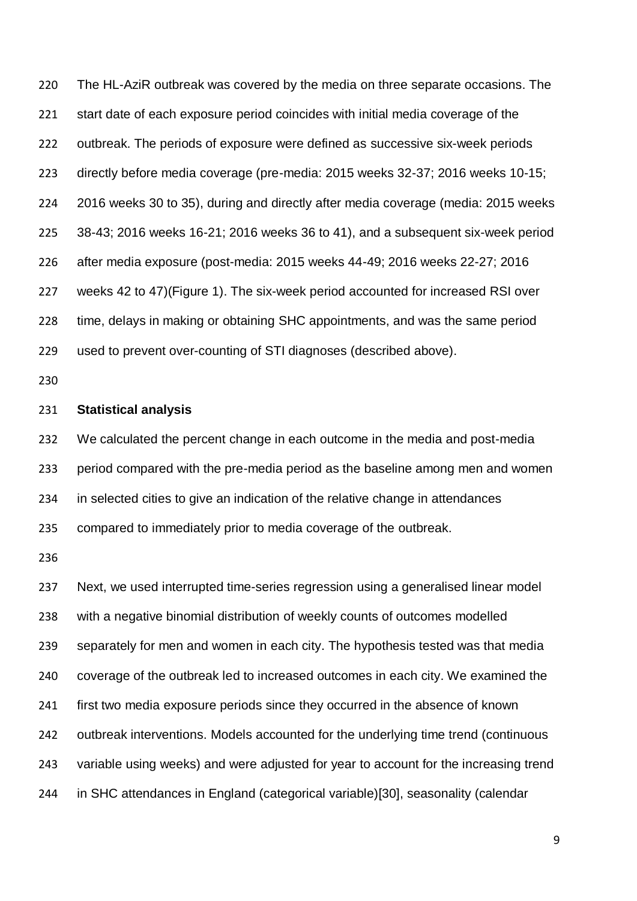The HL-AziR outbreak was covered by the media on three separate occasions. The start date of each exposure period coincides with initial media coverage of the outbreak. The periods of exposure were defined as successive six-week periods directly before media coverage (pre-media: 2015 weeks 32-37; 2016 weeks 10-15; 2016 weeks 30 to 35), during and directly after media coverage (media: 2015 weeks 38-43; 2016 weeks 16-21; 2016 weeks 36 to 41), and a subsequent six-week period after media exposure (post-media: 2015 weeks 44-49; 2016 weeks 22-27; 2016 weeks 42 to 47)(Figure 1). The six-week period accounted for increased RSI over time, delays in making or obtaining SHC appointments, and was the same period used to prevent over-counting of STI diagnoses (described above).

**Statistical analysis**

We calculated the percent change in each outcome in the media and post-media period compared with the pre-media period as the baseline among men and women in selected cities to give an indication of the relative change in attendances compared to immediately prior to media coverage of the outbreak.

Next, we used interrupted time-series regression using a generalised linear model with a negative binomial distribution of weekly counts of outcomes modelled separately for men and women in each city. The hypothesis tested was that media coverage of the outbreak led to increased outcomes in each city. We examined the first two media exposure periods since they occurred in the absence of known outbreak interventions. Models accounted for the underlying time trend (continuous variable using weeks) and were adjusted for year to account for the increasing trend in SHC attendances in England (categorical variable)[30], seasonality (calendar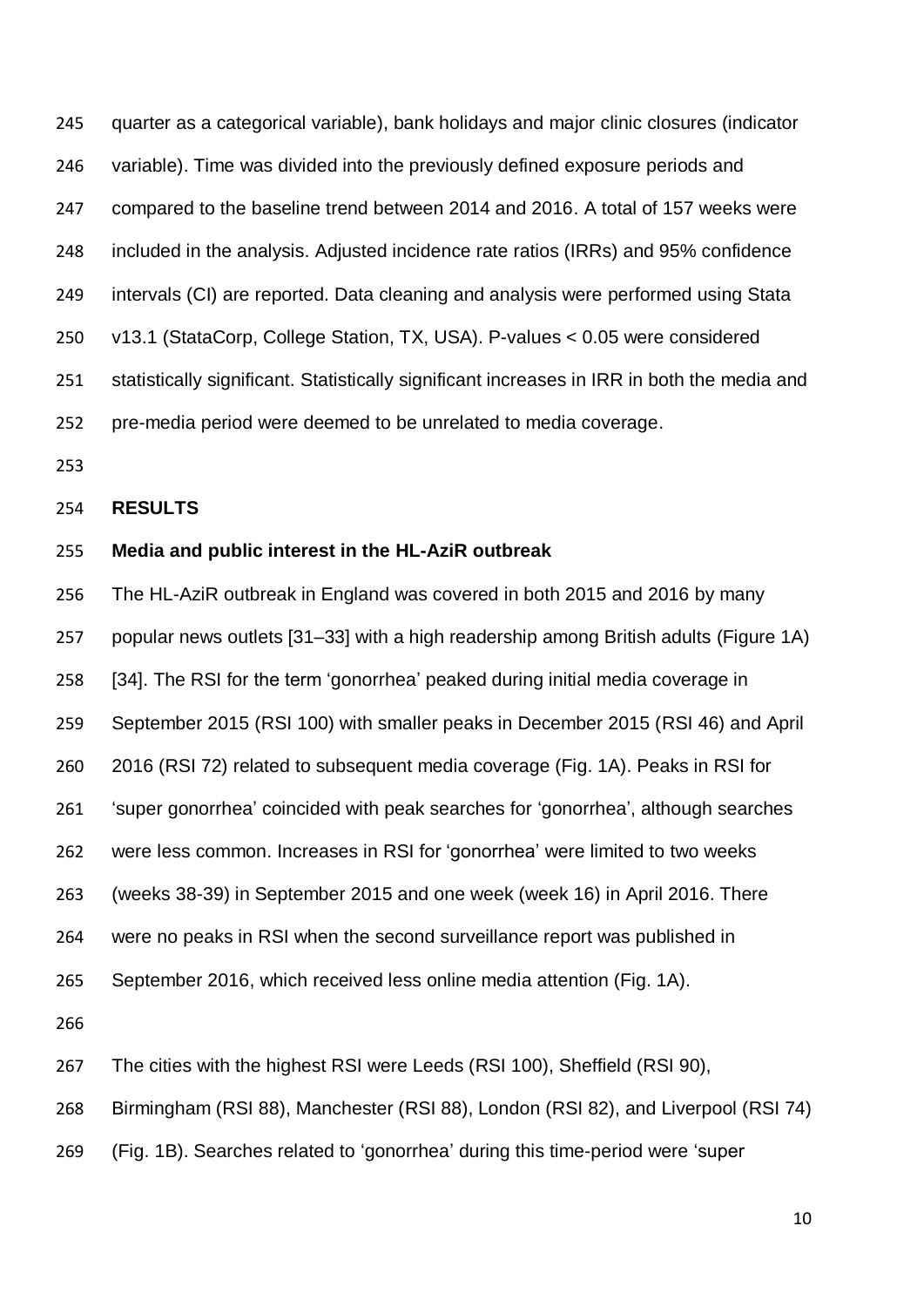quarter as a categorical variable), bank holidays and major clinic closures (indicator variable). Time was divided into the previously defined exposure periods and compared to the baseline trend between 2014 and 2016. A total of 157 weeks were included in the analysis. Adjusted incidence rate ratios (IRRs) and 95% confidence intervals (CI) are reported. Data cleaning and analysis were performed using Stata v13.1 (StataCorp, College Station, TX, USA). P-values < 0.05 were considered statistically significant. Statistically significant increases in IRR in both the media and pre-media period were deemed to be unrelated to media coverage.

## RESULTS

### Media and public interest in the HL-AziR outbreak

The HL-AziR outbreak in England was covered in both 2015 and 2016 by many popular news outlets [31–33] with a high readership among British adults (Figure 1A) [34]. The RSI for the term 'gonorrhea' peaked during initial media coverage in September 2015 (RSI 100) with smaller peaks in December 2015 (RSI 46) and April 2016 (RSI 72) related to subsequent media coverage (Fig. 1A). Peaks in RSI for 'super gonorrhea' coincided with peak searches for 'gonorrhea', although searches were less common. Increases in RSI for 'gonorrhea' were limited to two weeks (weeks 38-39) in September 2015 and one week (week 16) in April 2016. There were no peaks in RSI when the second surveillance report was published in September 2016, which received less online media attention (Fig. 1A).

The cities with the highest RSI were Leeds (RSI 100), Sheffield (RSI 90), Birmingham (RSI 88), Manchester (RSI 88), London (RSI 82), and Liverpool (RSI 74) (Fig. 1B). Searches related to 'gonorrhea' during this time-period were 'super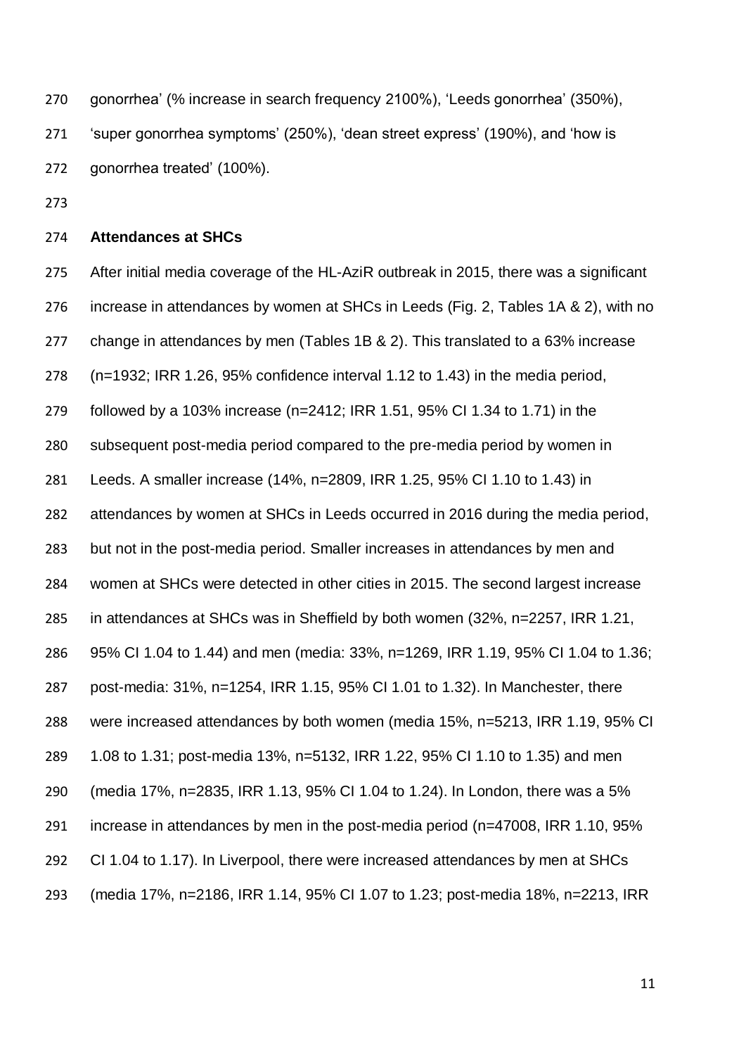gonorrhea' (% increase in search frequency 2100%), 'Leeds gonorrhea' (350%), 'super gonorrhea symptoms' (250%), 'dean street express' (190%), and 'how is gonorrhea treated' (100%).

**Attendances at SHCs**

After initial media coverage of the HL-AziR outbreak in 2015, there was a significant increase in attendances by women at SHCs in Leeds (Fig. 2, Tables 1A & 2), with no change in attendances by men (Tables 1B & 2). This translated to a 63% increase (n=1932; IRR 1.26, 95% confidence interval 1.12 to 1.43) in the media period, followed by a 103% increase (n=2412; IRR 1.51, 95% CI 1.34 to 1.71) in the subsequent post-media period compared to the pre-media period by women in Leeds. A smaller increase (14%, n=2809, IRR 1.25, 95% CI 1.10 to 1.43) in attendances by women at SHCs in Leeds occurred in 2016 during the media period, but not in the post-media period. Smaller increases in attendances by men and women at SHCs were detected in other cities in 2015. The second largest increase in attendances at SHCs was in Sheffield by both women (32%, n=2257, IRR 1.21, 95% CI 1.04 to 1.44) and men (media: 33%, n=1269, IRR 1.19, 95% CI 1.04 to 1.36; post-media: 31%, n=1254, IRR 1.15, 95% CI 1.01 to 1.32). In Manchester, there were increased attendances by both women (media 15%, n=5213, IRR 1.19, 95% CI 1.08 to 1.31; post-media 13%, n=5132, IRR 1.22, 95% CI 1.10 to 1.35) and men (media 17%, n=2835, IRR 1.13, 95% CI 1.04 to 1.24). In London, there was a 5% increase in attendances by men in the post-media period (n=47008, IRR 1.10, 95% CI 1.04 to 1.17). In Liverpool, there were increased attendances by men at SHCs (media 17%, n=2186, IRR 1.14, 95% CI 1.07 to 1.23; post-media 18%, n=2213, IRR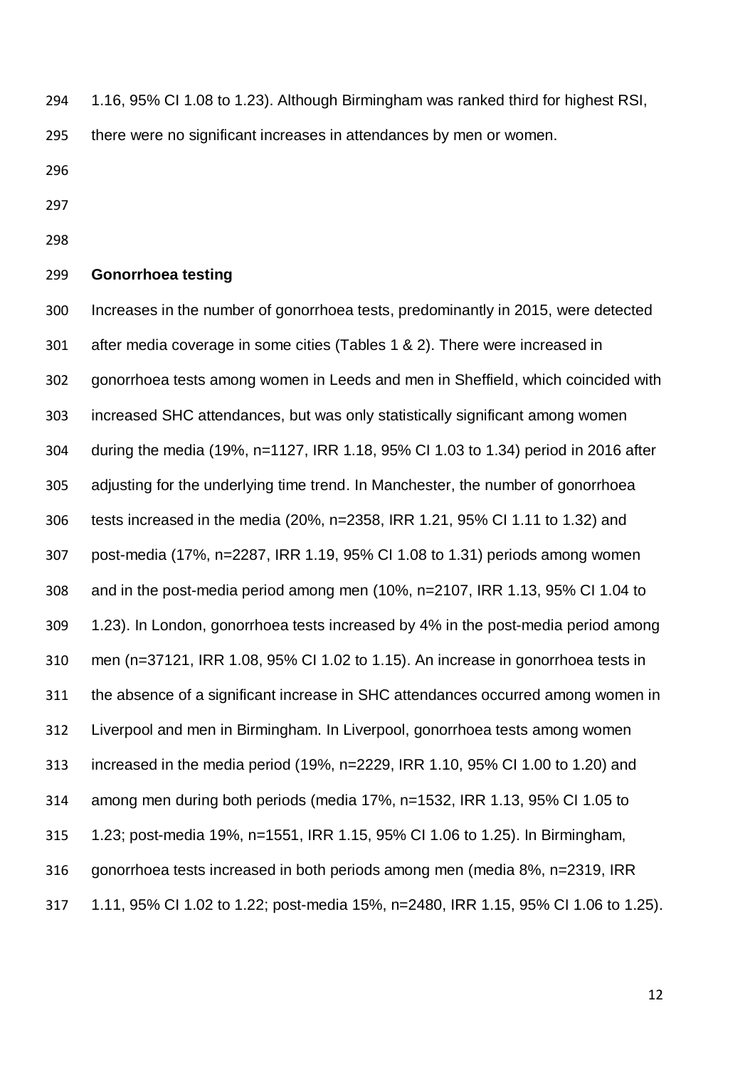1.16, 95% CI 1.08 to 1.23). Although Birmingham was ranked third for highest RSI, there were no significant increases in attendances by men or women.

**Gonorrhoea testing**

Increases in the number of gonorrhoea tests, predominantly in 2015, were detected after media coverage in some cities (Tables 1 & 2). There were increased in gonorrhoea tests among women in Leeds and men in Sheffield, which coincided with increased SHC attendances, but was only statistically significant among women during the media (19%, n=1127, IRR 1.18, 95% CI 1.03 to 1.34) period in 2016 after adjusting for the underlying time trend. In Manchester, the number of gonorrhoea tests increased in the media (20%, n=2358, IRR 1.21, 95% CI 1.11 to 1.32) and post-media (17%, n=2287, IRR 1.19, 95% CI 1.08 to 1.31) periods among women and in the post-media period among men (10%, n=2107, IRR 1.13, 95% CI 1.04 to 1.23). In London, gonorrhoea tests increased by 4% in the post-media period among men (n=37121, IRR 1.08, 95% CI 1.02 to 1.15). An increase in gonorrhoea tests in the absence of a significant increase in SHC attendances occurred among women in Liverpool and men in Birmingham. In Liverpool, gonorrhoea tests among women increased in the media period (19%, n=2229, IRR 1.10, 95% CI 1.00 to 1.20) and among men during both periods (media 17%, n=1532, IRR 1.13, 95% CI 1.05 to 1.23; post-media 19%, n=1551, IRR 1.15, 95% CI 1.06 to 1.25). In Birmingham, gonorrhoea tests increased in both periods among men (media 8%, n=2319, IRR 1.11, 95% CI 1.02 to 1.22; post-media 15%, n=2480, IRR 1.15, 95% CI 1.06 to 1.25).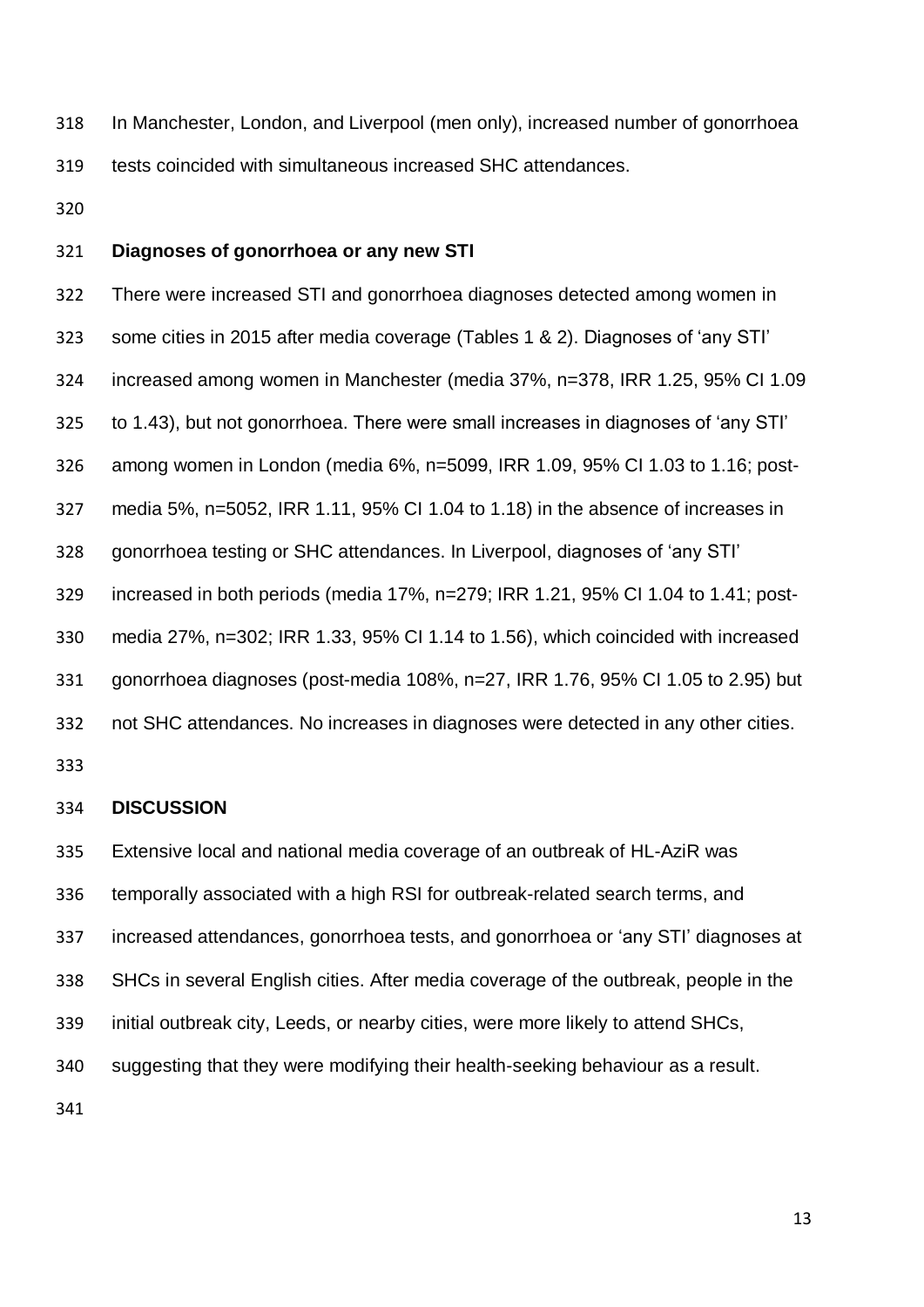In Manchester, London, and Liverpool (men only), increased number of gonorrhoea tests coincided with simultaneous increased SHC attendances.

### Diagnoses of gonorrhoea or any new STI

There were increased STI and gonorrhoea diagnoses detected among women in some cities in 2015 after media coverage (Tables 1 & 2). Diagnoses of 'any STI' increased among women in Manchester (media 37%, n=378, IRR 1.25, 95% CI 1.09 to 1.43), but not gonorrhoea. There were small increases in diagnoses of 'any STI' among women in London (media 6%, n=5099, IRR 1.09, 95% CI 1.03 to 1.16; post-media 5%, n=5052, IRR 1.11, 95% CI 1.04 to 1.18) in the absence of increases in gonorrhoea testing or SHC attendances. In Liverpool, diagnoses of 'any STI' increased in both periods (media 17%, n=279; IRR 1.21, 95% CI 1.04 to 1.41; post-media 27%, n=302; IRR 1.33, 95% CI 1.14 to 1.56), which coincided with increased gonorrhoea diagnoses (post-media 108%, n=27, IRR 1.76, 95% CI 1.05 to 2.95) but not SHC attendances. No increases in diagnoses were detected in any other cities.

## DISCUSSION

Extensive local and national media coverage of an outbreak of HL-AziR was temporally associated with a high RSI for outbreak-related search terms, and increased attendances, gonorrhoea tests, and gonorrhoea or 'any STI' diagnoses at SHCs in several English cities. After media coverage of the outbreak, people in the initial outbreak city, Leeds, or nearby cities, were more likely to attend SHCs, suggesting that they were modifying their health-seeking behaviour as a result.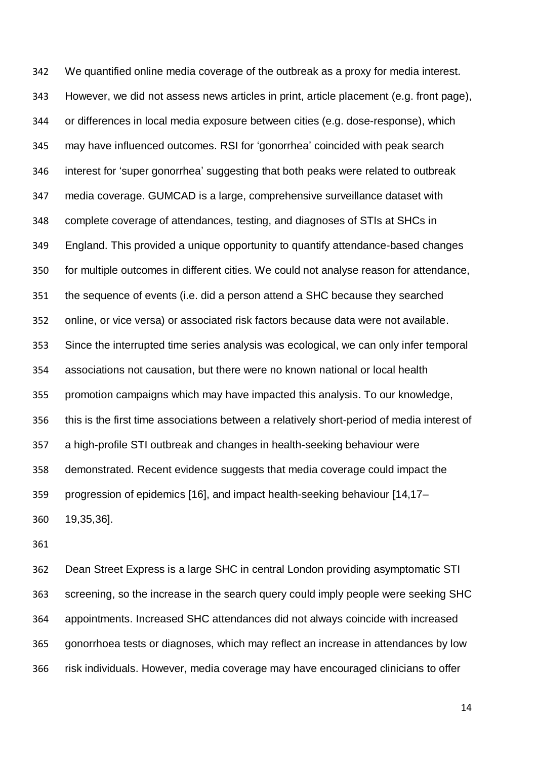We quantified online media coverage of the outbreak as a proxy for media interest. However, we did not assess news articles in print, article placement (e.g. front page), or differences in local media exposure between cities (e.g. dose-response), which may have influenced outcomes. RSI for 'gonorrhea' coincided with peak search interest for 'super gonorrhea' suggesting that both peaks were related to outbreak media coverage. GUMCAD is a large, comprehensive surveillance dataset with complete coverage of attendances, testing, and diagnoses of STIs at SHCs in England. This provided a unique opportunity to quantify attendance-based changes for multiple outcomes in different cities. We could not analyse reason for attendance, the sequence of events (i.e. did a person attend a SHC because they searched online, or vice versa) or associated risk factors because data were not available. Since the interrupted time series analysis was ecological, we can only infer temporal associations not causation, but there were no known national or local health promotion campaigns which may have impacted this analysis. To our knowledge, this is the first time associations between a relatively short-period of media interest of a high-profile STI outbreak and changes in health-seeking behaviour were demonstrated. Recent evidence suggests that media coverage could impact the progression of epidemics [16], and impact health-seeking behaviour [14,17–19,35,36].

Dean Street Express is a large SHC in central London providing asymptomatic STI screening, so the increase in the search query could imply people were seeking SHC appointments. Increased SHC attendances did not always coincide with increased gonorrhoea tests or diagnoses, which may reflect an increase in attendances by low risk individuals. However, media coverage may have encouraged clinicians to offer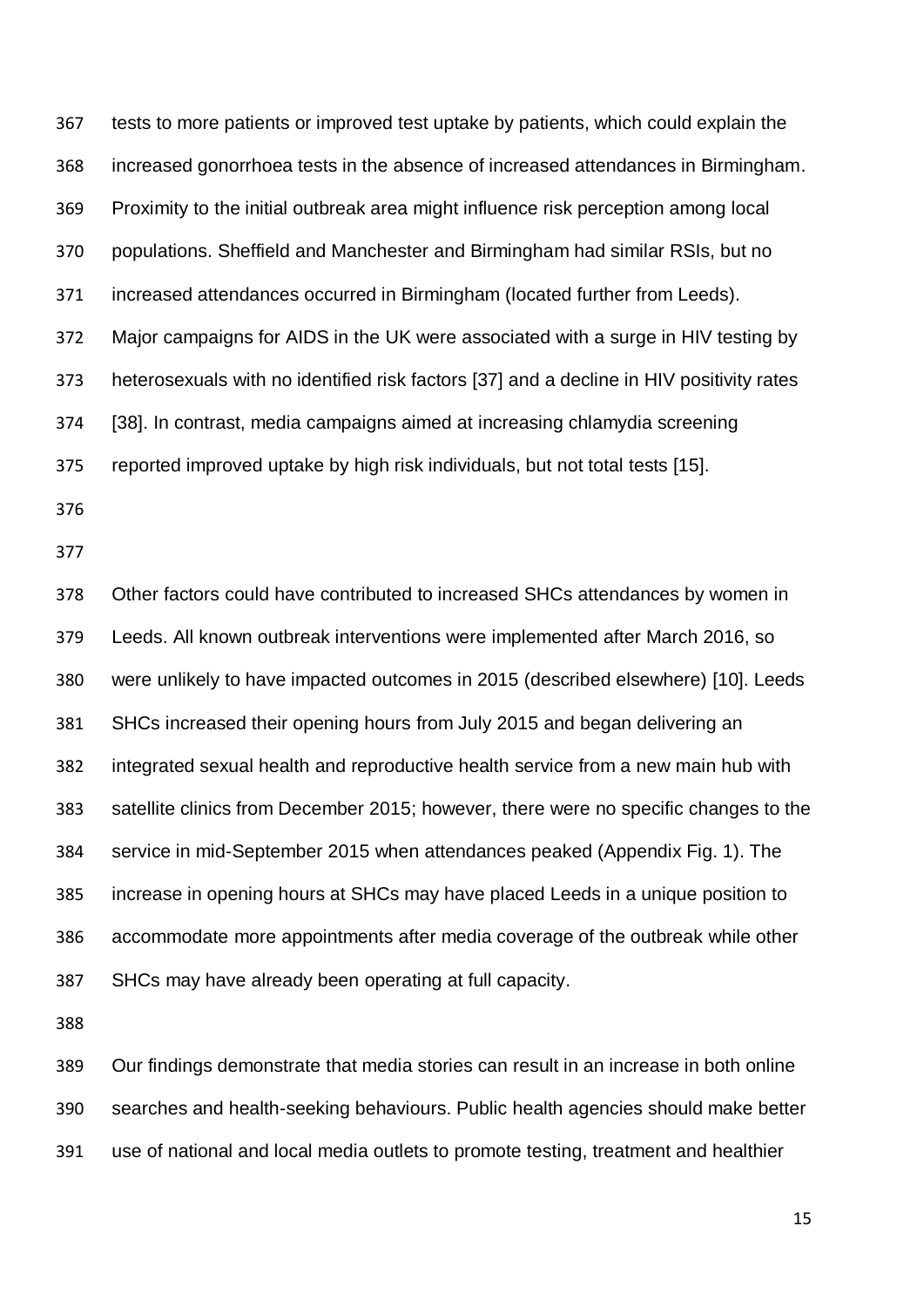tests to more patients or improved test uptake by patients, which could explain the increased gonorrhoea tests in the absence of increased attendances in Birmingham. Proximity to the initial outbreak area might influence risk perception among local populations. Sheffield and Manchester and Birmingham had similar RSIs, but no increased attendances occurred in Birmingham (located further from Leeds). Major campaigns for AIDS in the UK were associated with a surge in HIV testing by heterosexuals with no identified risk factors [37] and a decline in HIV positivity rates [38]. In contrast, media campaigns aimed at increasing chlamydia screening reported improved uptake by high risk individuals, but not total tests [15].

Other factors could have contributed to increased SHCs attendances by women in Leeds. All known outbreak interventions were implemented after March 2016, so were unlikely to have impacted outcomes in 2015 (described elsewhere) [10]. Leeds SHCs increased their opening hours from July 2015 and began delivering an integrated sexual health and reproductive health service from a new main hub with satellite clinics from December 2015; however, there were no specific changes to the service in mid-September 2015 when attendances peaked (Appendix Fig. 1). The increase in opening hours at SHCs may have placed Leeds in a unique position to accommodate more appointments after media coverage of the outbreak while other SHCs may have already been operating at full capacity.

Our findings demonstrate that media stories can result in an increase in both online searches and health-seeking behaviours. Public health agencies should make better use of national and local media outlets to promote testing, treatment and healthier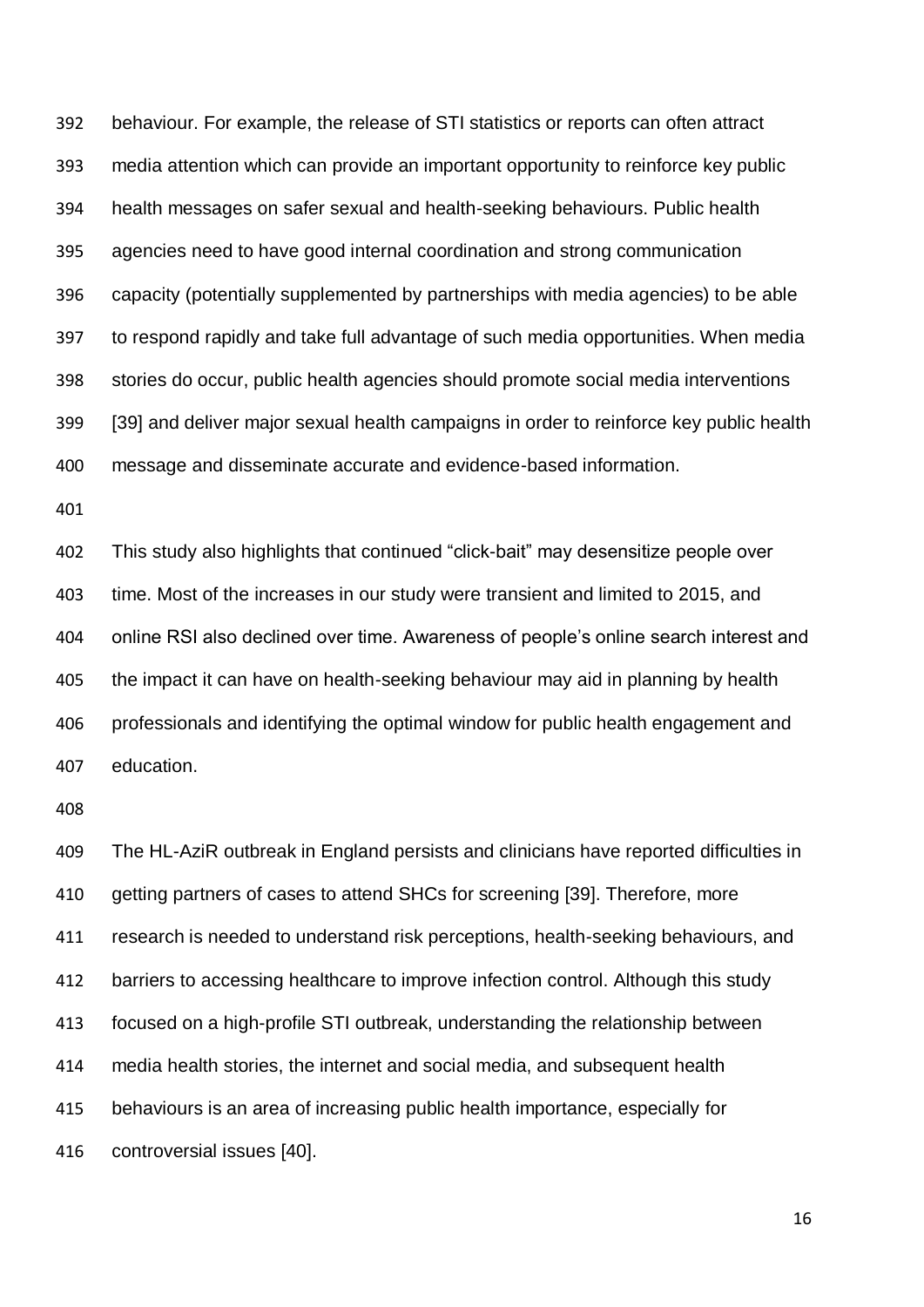behaviour. For example, the release of STI statistics or reports can often attract media attention which can provide an important opportunity to reinforce key public health messages on safer sexual and health-seeking behaviours. Public health agencies need to have good internal coordination and strong communication capacity (potentially supplemented by partnerships with media agencies) to be able to respond rapidly and take full advantage of such media opportunities. When media stories do occur, public health agencies should promote social media interventions [39] and deliver major sexual health campaigns in order to reinforce key public health message and disseminate accurate and evidence-based information.

This study also highlights that continued "click-bait" may desensitize people over time. Most of the increases in our study were transient and limited to 2015, and online RSI also declined over time. Awareness of people's online search interest and the impact it can have on health-seeking behaviour may aid in planning by health professionals and identifying the optimal window for public health engagement and education.

The HL-AziR outbreak in England persists and clinicians have reported difficulties in getting partners of cases to attend SHCs for screening [39]. Therefore, more research is needed to understand risk perceptions, health-seeking behaviours, and barriers to accessing healthcare to improve infection control. Although this study focused on a high-profile STI outbreak, understanding the relationship between media health stories, the internet and social media, and subsequent health behaviours is an area of increasing public health importance, especially for controversial issues [40].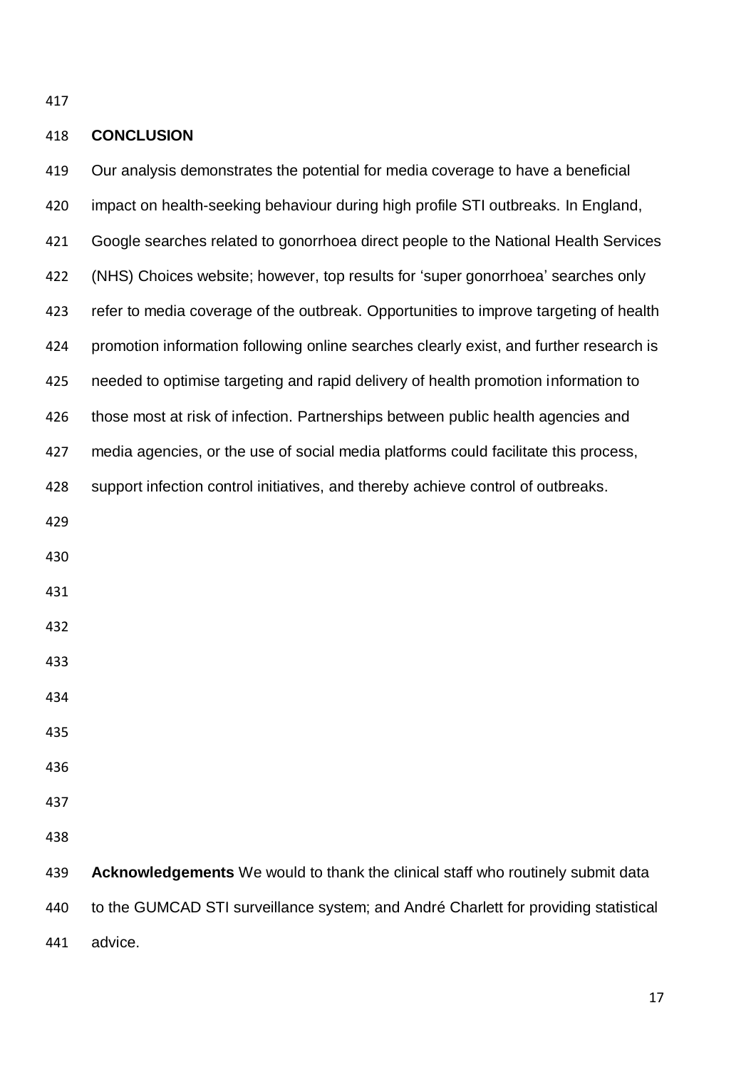## CONCLUSION

Our analysis demonstrates the potential for media coverage to have a beneficial impact on health-seeking behaviour during high profile STI outbreaks. In England, Google searches related to gonorrhoea direct people to the National Health Services (NHS) Choices website; however, top results for 'super gonorrhoea' searches only refer to media coverage of the outbreak. Opportunities to improve targeting of health promotion information following online searches clearly exist, and further research is needed to optimise targeting and rapid delivery of health promotion information to those most at risk of infection. Partnerships between public health agencies and media agencies, or the use of social media platforms could facilitate this process, support infection control initiatives, and thereby achieve control of outbreaks.

**Acknowledgements** We would to thank the clinical staff who routinely submit data to the GUMCAD STI surveillance system; and André Charlett for providing statistical advice.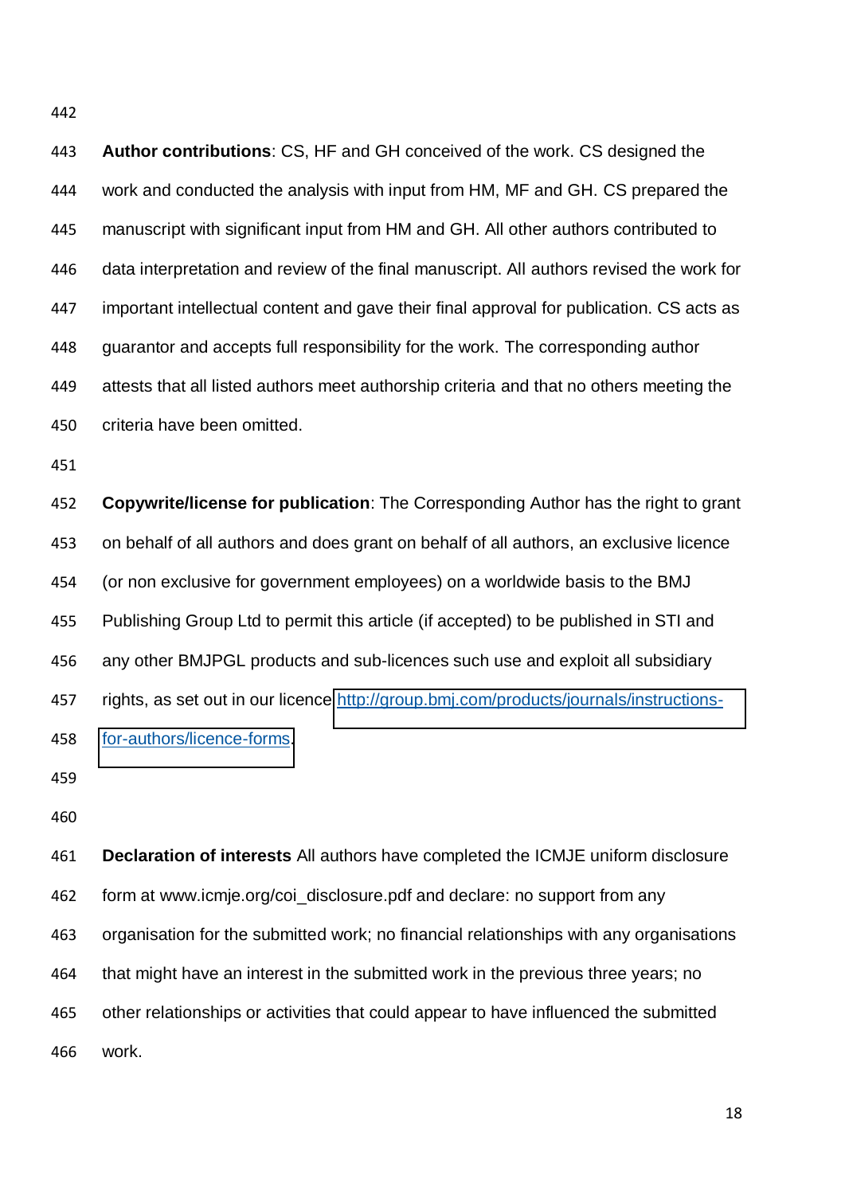**Author contributions**: CS, HF and GH conceived of the work. CS designed the work and conducted the analysis with input from HM, MF and GH. CS prepared the manuscript with significant input from HM and GH. All other authors contributed to data interpretation and review of the final manuscript. All authors revised the work for important intellectual content and gave their final approval for publication. CS acts as guarantor and accepts full responsibility for the work. The corresponding author attests that all listed authors meet authorship criteria and that no others meeting the criteria have been omitted.

**Copywrite/license for publication**: The Corresponding Author has the right to grant on behalf of all authors and does grant on behalf of all authors, an exclusive licence (or non exclusive for government employees) on a worldwide basis to the BMJ Publishing Group Ltd to permit this article (if accepted) to be published in STI and any other BMJPGL products and sub-licences such use and exploit all subsidiary rights, as set out in our licence http://group.bmj.com/products/journals/instructions-for-authors/licence-forms.

**Declaration of interests** All authors have completed the ICMJE uniform disclosure form at www.icmje.org/coi_disclosure.pdf and declare: no support from any organisation for the submitted work; no financial relationships with any organisations that might have an interest in the submitted work in the previous three years; no other relationships or activities that could appear to have influenced the submitted work.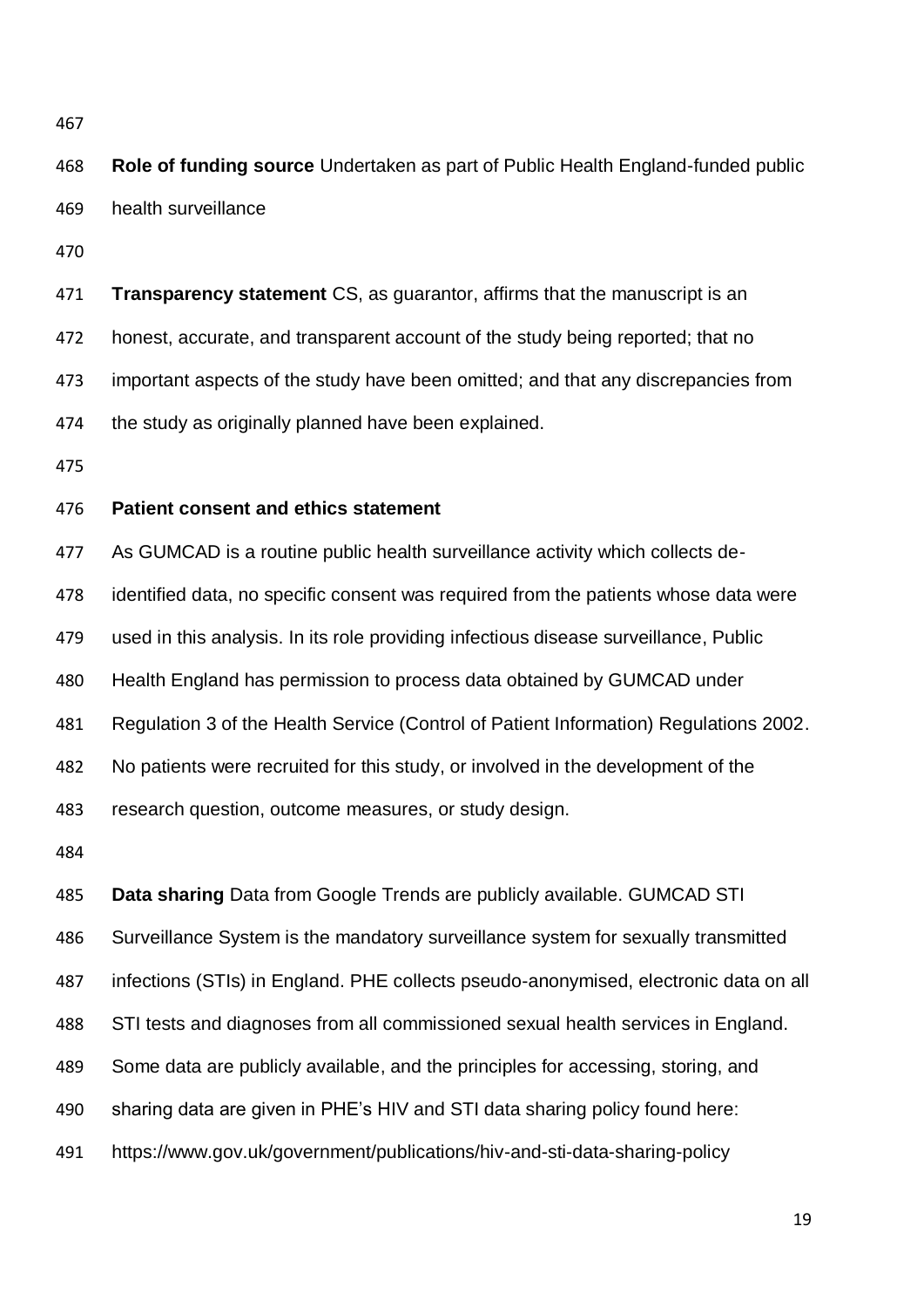**Role of funding source** Undertaken as part of Public Health England-funded public health surveillance

**Transparency statement** CS, as guarantor, affirms that the manuscript is an honest, accurate, and transparent account of the study being reported; that no important aspects of the study have been omitted; and that any discrepancies from the study as originally planned have been explained.

**Patient consent and ethics statement**

As GUMCAD is a routine public health surveillance activity which collects de-identified data, no specific consent was required from the patients whose data were used in this analysis. In its role providing infectious disease surveillance, Public Health England has permission to process data obtained by GUMCAD under Regulation 3 of the Health Service (Control of Patient Information) Regulations 2002. No patients were recruited for this study, or involved in the development of the research question, outcome measures, or study design.

**Data sharing** Data from Google Trends are publicly available. GUMCAD STI Surveillance System is the mandatory surveillance system for sexually transmitted infections (STIs) in England. PHE collects pseudo-anonymised, electronic data on all STI tests and diagnoses from all commissioned sexual health services in England. Some data are publicly available, and the principles for accessing, storing, and sharing data are given in PHE's HIV and STI data sharing policy found here: https://www.gov.uk/government/publications/hiv-and-sti-data-sharing-policy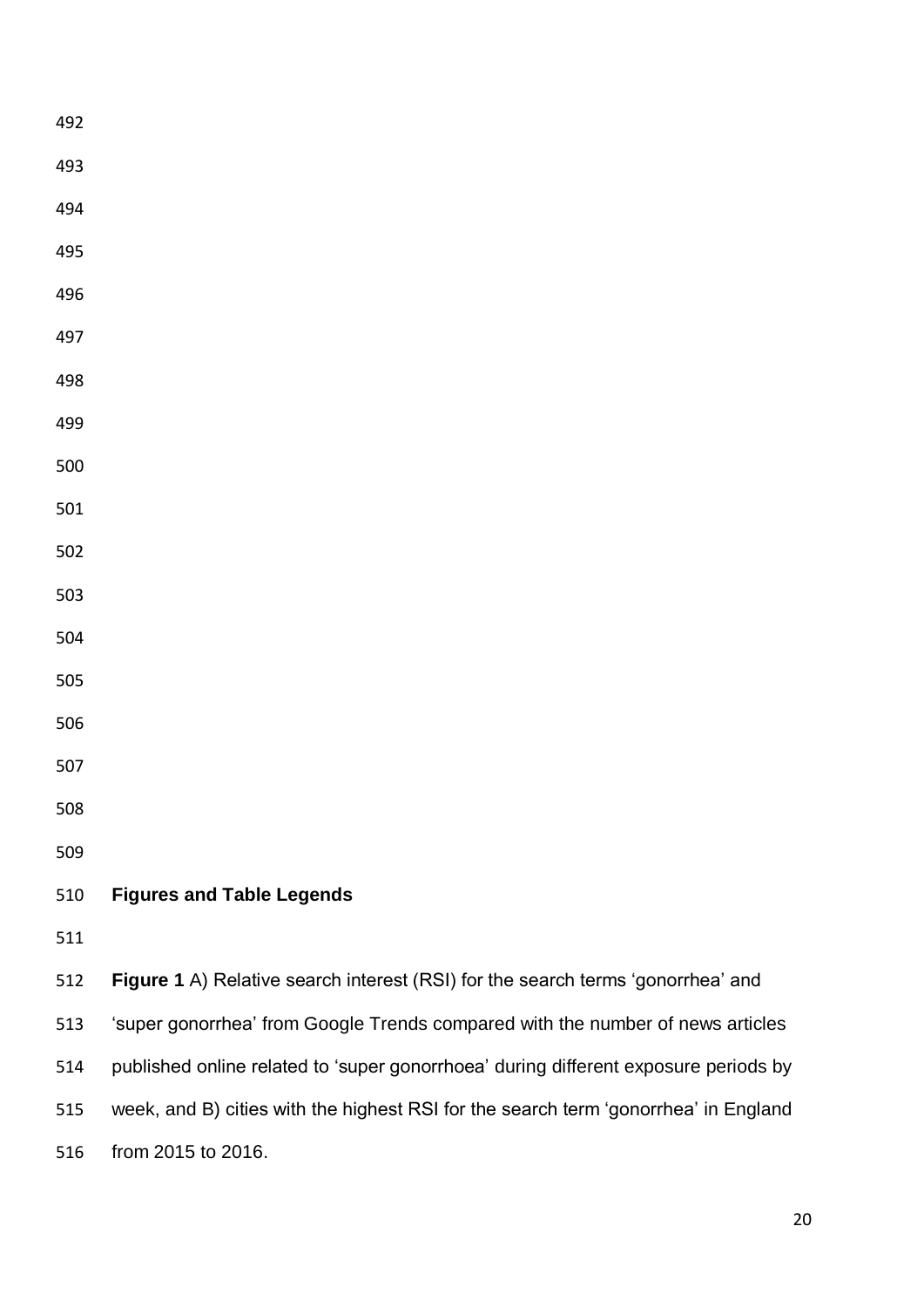## Figures and Table Legends

**Figure 1** A) Relative search interest (RSI) for the search terms 'gonorrhea' and 'super gonorrhea' from Google Trends compared with the number of news articles published online related to 'super gonorrhoea' during different exposure periods by week, and B) cities with the highest RSI for the search term 'gonorrhea' in England from 2015 to 2016.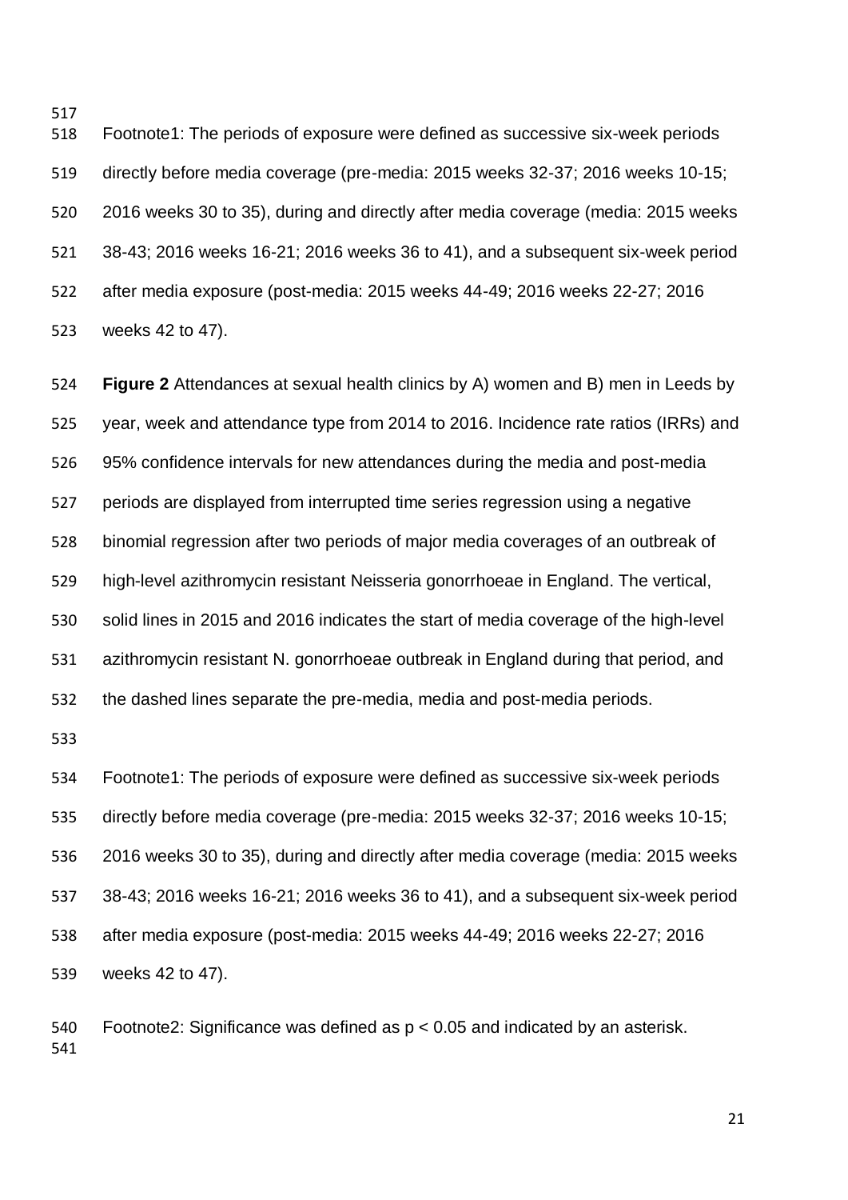Footnote1: The periods of exposure were defined as successive six-week periods directly before media coverage (pre-media: 2015 weeks 32-37; 2016 weeks 10-15; 2016 weeks 30 to 35), during and directly after media coverage (media: 2015 weeks 38-43; 2016 weeks 16-21; 2016 weeks 36 to 41), and a subsequent six-week period after media exposure (post-media: 2015 weeks 44-49; 2016 weeks 22-27; 2016 weeks 42 to 47).

**Figure 2** Attendances at sexual health clinics by A) women and B) men in Leeds by year, week and attendance type from 2014 to 2016. Incidence rate ratios (IRRs) and 95% confidence intervals for new attendances during the media and post-media periods are displayed from interrupted time series regression using a negative binomial regression after two periods of major media coverages of an outbreak of high-level azithromycin resistant Neisseria gonorrhoeae in England. The vertical, solid lines in 2015 and 2016 indicates the start of media coverage of the high-level azithromycin resistant N. gonorrhoeae outbreak in England during that period, and the dashed lines separate the pre-media, media and post-media periods.

Footnote1: The periods of exposure were defined as successive six-week periods directly before media coverage (pre-media: 2015 weeks 32-37; 2016 weeks 10-15; 2016 weeks 30 to 35), during and directly after media coverage (media: 2015 weeks 38-43; 2016 weeks 16-21; 2016 weeks 36 to 41), and a subsequent six-week period after media exposure (post-media: 2015 weeks 44-49; 2016 weeks 22-27; 2016 weeks 42 to 47).

Footnote2: Significance was defined as $p < 0.05$ and indicated by an asterisk.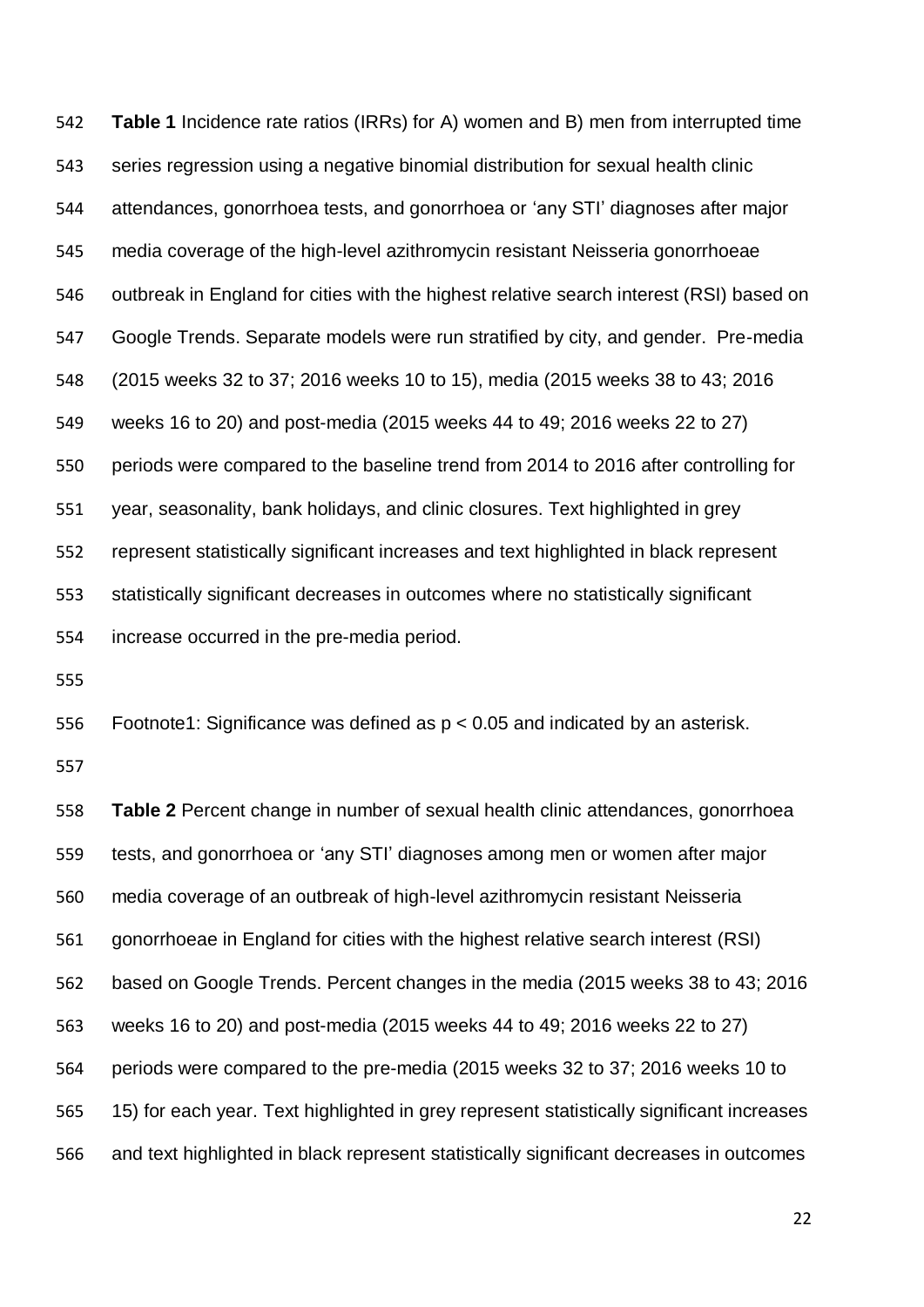**Table 1** Incidence rate ratios (IRRs) for A) women and B) men from interrupted time series regression using a negative binomial distribution for sexual health clinic attendances, gonorrhoea tests, and gonorrhoea or 'any STI' diagnoses after major media coverage of the high-level azithromycin resistant Neisseria gonorrhoeae outbreak in England for cities with the highest relative search interest (RSI) based on Google Trends. Separate models were run stratified by city, and gender. Pre-media (2015 weeks 32 to 37; 2016 weeks 10 to 15), media (2015 weeks 38 to 43; 2016 weeks 16 to 20) and post-media (2015 weeks 44 to 49; 2016 weeks 22 to 27) periods were compared to the baseline trend from 2014 to 2016 after controlling for year, seasonality, bank holidays, and clinic closures. Text highlighted in grey represent statistically significant increases and text highlighted in black represent statistically significant decreases in outcomes where no statistically significant increase occurred in the pre-media period.

Footnote1: Significance was defined as $p < 0.05$ and indicated by an asterisk.

**Table 2** Percent change in number of sexual health clinic attendances, gonorrhoea tests, and gonorrhoea or 'any STI' diagnoses among men or women after major media coverage of an outbreak of high-level azithromycin resistant Neisseria gonorrhoeae in England for cities with the highest relative search interest (RSI) based on Google Trends. Percent changes in the media (2015 weeks 38 to 43; 2016 weeks 16 to 20) and post-media (2015 weeks 44 to 49; 2016 weeks 22 to 27) periods were compared to the pre-media (2015 weeks 32 to 37; 2016 weeks 10 to 15) for each year. Text highlighted in grey represent statistically significant increases and text highlighted in black represent statistically significant decreases in outcomes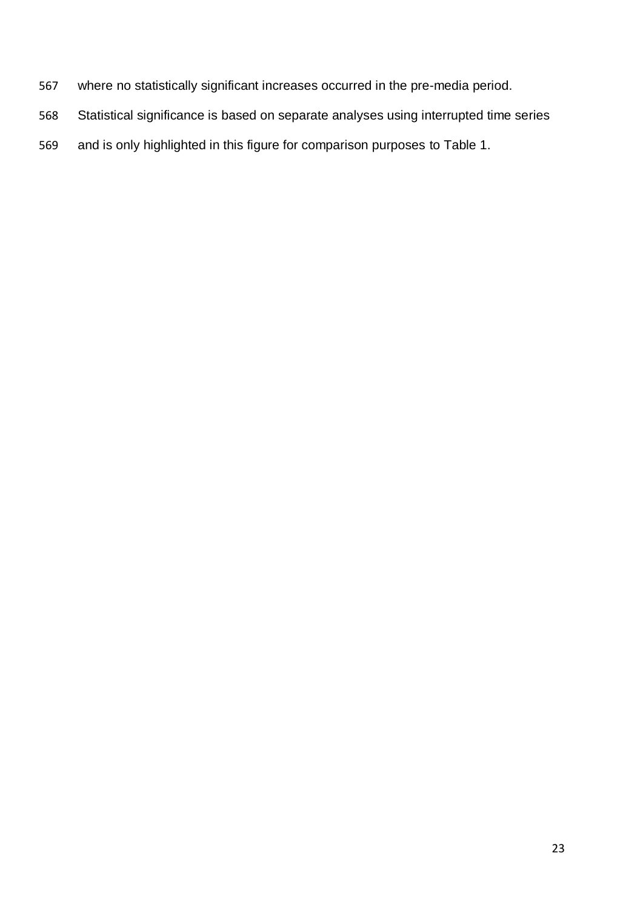where no statistically significant increases occurred in the pre-media period. Statistical significance is based on separate analyses using interrupted time series and is only highlighted in this figure for comparison purposes to Table 1.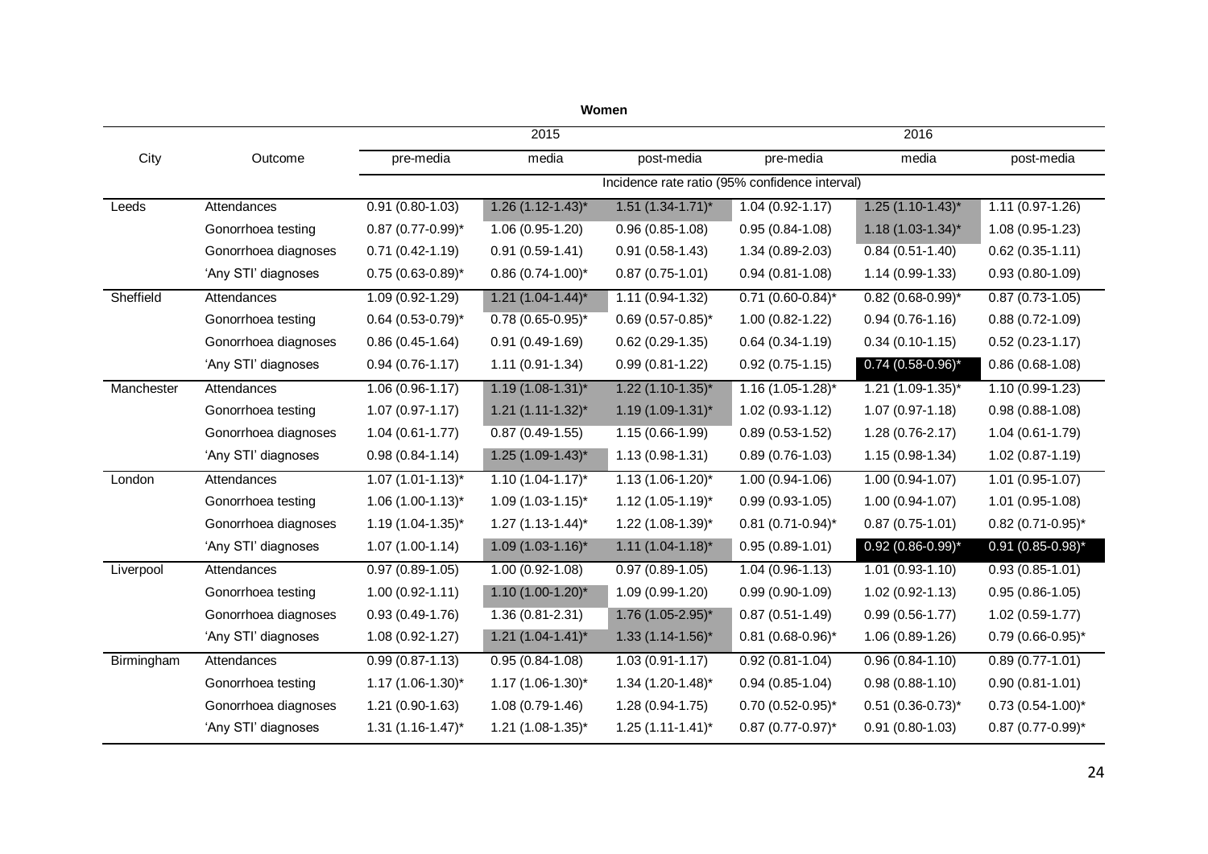**Women**

| City | Outcome | 2015 | | | 2016 | | |
|---|---|---|---|---|---|---|---|
| | | pre-media | media | post-media | pre-media | media | post-media |
| | | Incidence rate ratio (95% confidence interval) | | | | | |
| Leeds | Attendances | 0.91 (0.80-1.03) | 1.26 (1.12-1.43)* | 1.51 (1.34-1.71)* | 1.04 (0.92-1.17) | 1.25 (1.10-1.43)* | 1.11 (0.97-1.26) |
| | Gonorrhoea testing | 0.87 (0.77-0.99)* | 1.06 (0.95-1.20) | 0.96 (0.85-1.08) | 0.95 (0.84-1.08) | 1.18 (1.03-1.34)* | 1.08 (0.95-1.23) |
| | Gonorrhoea diagnoses | 0.71 (0.42-1.19) | 0.91 (0.59-1.41) | 0.91 (0.58-1.43) | 1.34 (0.89-2.03) | 0.84 (0.51-1.40) | 0.62 (0.35-1.11) |
| | 'Any STI' diagnoses | 0.75 (0.63-0.89)* | 0.86 (0.74-1.00)* | 0.87 (0.75-1.01) | 0.94 (0.81-1.08) | 1.14 (0.99-1.33) | 0.93 (0.80-1.09) |
| Sheffield | Attendances | 1.09 (0.92-1.29) | 1.21 (1.04-1.44)* | 1.11 (0.94-1.32) | 0.71 (0.60-0.84)* | 0.82 (0.68-0.99)* | 0.87 (0.73-1.05) |
| | Gonorrhoea testing | 0.64 (0.53-0.79)* | 0.78 (0.65-0.95)* | 0.69 (0.57-0.85)* | 1.00 (0.82-1.22) | 0.94 (0.76-1.16) | 0.88 (0.72-1.09) |
| | Gonorrhoea diagnoses | 0.86 (0.45-1.64) | 0.91 (0.49-1.69) | 0.62 (0.29-1.35) | 0.64 (0.34-1.19) | 0.34 (0.10-1.15) | 0.52 (0.23-1.17) |
| | 'Any STI' diagnoses | 0.94 (0.76-1.17) | 1.11 (0.91-1.34) | 0.99 (0.81-1.22) | 0.92 (0.75-1.15) | 0.74 (0.58-0.96)* | 0.86 (0.68-1.08) |
| Manchester | Attendances | 1.06 (0.96-1.17) | 1.19 (1.08-1.31)* | 1.22 (1.10-1.35)* | 1.16 (1.05-1.28)* | 1.21 (1.09-1.35)* | 1.10 (0.99-1.23) |
| | Gonorrhoea testing | 1.07 (0.97-1.17) | 1.21 (1.11-1.32)* | 1.19 (1.09-1.31)* | 1.02 (0.93-1.12) | 1.07 (0.97-1.18) | 0.98 (0.88-1.08) |
| | Gonorrhoea diagnoses | 1.04 (0.61-1.77) | 0.87 (0.49-1.55) | 1.15 (0.66-1.99) | 0.89 (0.53-1.52) | 1.28 (0.76-2.17) | 1.04 (0.61-1.79) |
| | 'Any STI' diagnoses | 0.98 (0.84-1.14) | 1.25 (1.09-1.43)* | 1.13 (0.98-1.31) | 0.89 (0.76-1.03) | 1.15 (0.98-1.34) | 1.02 (0.87-1.19) |
| London | Attendances | 1.07 (1.01-1.13)* | 1.10 (1.04-1.17)* | 1.13 (1.06-1.20)* | 1.00 (0.94-1.06) | 1.00 (0.94-1.07) | 1.01 (0.95-1.07) |
| | Gonorrhoea testing | 1.06 (1.00-1.13)* | 1.09 (1.03-1.15)* | 1.12 (1.05-1.19)* | 0.99 (0.93-1.05) | 1.00 (0.94-1.07) | 1.01 (0.95-1.08) |
| | Gonorrhoea diagnoses | 1.19 (1.04-1.35)* | 1.27 (1.13-1.44)* | 1.22 (1.08-1.39)* | 0.81 (0.71-0.94)* | 0.87 (0.75-1.01) | 0.82 (0.71-0.95)* |
| | 'Any STI' diagnoses | 1.07 (1.00-1.14) | 1.09 (1.03-1.16)* | 1.11 (1.04-1.18)* | 0.95 (0.89-1.01) | 0.92 (0.86-0.99)* | 0.91 (0.85-0.98)* |
| Liverpool | Attendances | 0.97 (0.89-1.05) | 1.00 (0.92-1.08) | 0.97 (0.89-1.05) | 1.04 (0.96-1.13) | 1.01 (0.93-1.10) | 0.93 (0.85-1.01) |
| | Gonorrhoea testing | 1.00 (0.92-1.11) | 1.10 (1.00-1.20)* | 1.09 (0.99-1.20) | 0.99 (0.90-1.09) | 1.02 (0.92-1.13) | 0.95 (0.86-1.05) |
| | Gonorrhoea diagnoses | 0.93 (0.49-1.76) | 1.36 (0.81-2.31) | 1.76 (1.05-2.95)* | 0.87 (0.51-1.49) | 0.99 (0.56-1.77) | 1.02 (0.59-1.77) |
| | 'Any STI' diagnoses | 1.08 (0.92-1.27) | 1.21 (1.04-1.41)* | 1.33 (1.14-1.56)* | 0.81 (0.68-0.96)* | 1.06 (0.89-1.26) | 0.79 (0.66-0.95)* |
| Birmingham | Attendances | 0.99 (0.87-1.13) | 0.95 (0.84-1.08) | 1.03 (0.91-1.17) | 0.92 (0.81-1.04) | 0.96 (0.84-1.10) | 0.89 (0.77-1.01) |
| | Gonorrhoea testing | 1.17 (1.06-1.30)* | 1.17 (1.06-1.30)* | 1.34 (1.20-1.48)* | 0.94 (0.85-1.04) | 0.98 (0.88-1.10) | 0.90 (0.81-1.01) |
| | Gonorrhoea diagnoses | 1.21 (0.90-1.63) | 1.08 (0.79-1.46) | 1.28 (0.94-1.75) | 0.70 (0.52-0.95)* | 0.51 (0.36-0.73)* | 0.73 (0.54-1.00)* |
| | 'Any STI' diagnoses | 1.31 (1.16-1.47)* | 1.21 (1.08-1.35)* | 1.25 (1.11-1.41)* | 0.87 (0.77-0.97)* | 0.91 (0.80-1.03) | 0.87 (0.77-0.99)* |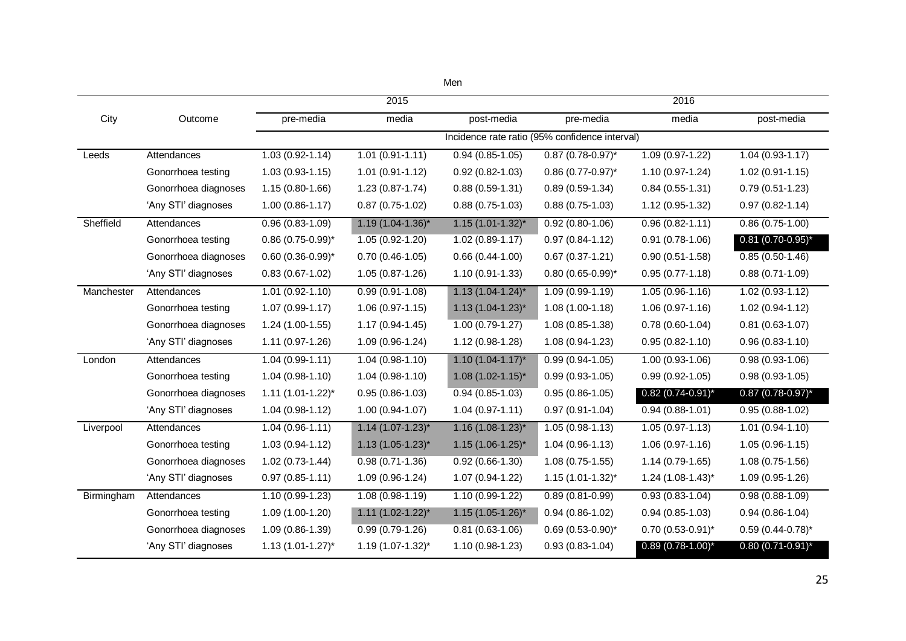Men

| City | Outcome | 2015 | | | 2016 | | |
|---|---|---|---|---|---|---|---|
| | | pre-media | media | post-media | pre-media | media | post-media |
| | | Incidence rate ratio (95% confidence interval) | | | | | |
| Leeds | Attendances | 1.03 (0.92-1.14) | 1.01 (0.91-1.11) | 0.94 (0.85-1.05) | 0.87 (0.78-0.97)* | 1.09 (0.97-1.22) | 1.04 (0.93-1.17) |
| | Gonorrhoea testing | 1.03 (0.93-1.15) | 1.01 (0.91-1.12) | 0.92 (0.82-1.03) | 0.86 (0.77-0.97)* | 1.10 (0.97-1.24) | 1.02 (0.91-1.15) |
| | Gonorrhoea diagnoses | 1.15 (0.80-1.66) | 1.23 (0.87-1.74) | 0.88 (0.59-1.31) | 0.89 (0.59-1.34) | 0.84 (0.55-1.31) | 0.79 (0.51-1.23) |
| | 'Any STI' diagnoses | 1.00 (0.86-1.17) | 0.87 (0.75-1.02) | 0.88 (0.75-1.03) | 0.88 (0.75-1.03) | 1.12 (0.95-1.32) | 0.97 (0.82-1.14) |
| Sheffield | Attendances | 0.96 (0.83-1.09) | 1.19 (1.04-1.36)* | 1.15 (1.01-1.32)* | 0.92 (0.80-1.06) | 0.96 (0.82-1.11) | 0.86 (0.75-1.00) |
| | Gonorrhoea testing | 0.86 (0.75-0.99)* | 1.05 (0.92-1.20) | 1.02 (0.89-1.17) | 0.97 (0.84-1.12) | 0.91 (0.78-1.06) | 0.81 (0.70-0.95)* |
| | Gonorrhoea diagnoses | 0.60 (0.36-0.99)* | 0.70 (0.46-1.05) | 0.66 (0.44-1.00) | 0.67 (0.37-1.21) | 0.90 (0.51-1.58) | 0.85 (0.50-1.46) |
| | 'Any STI' diagnoses | 0.83 (0.67-1.02) | 1.05 (0.87-1.26) | 1.10 (0.91-1.33) | 0.80 (0.65-0.99)* | 0.95 (0.77-1.18) | 0.88 (0.71-1.09) |
| Manchester | Attendances | 1.01 (0.92-1.10) | 0.99 (0.91-1.08) | 1.13 (1.04-1.24)* | 1.09 (0.99-1.19) | 1.05 (0.96-1.16) | 1.02 (0.93-1.12) |
| | Gonorrhoea testing | 1.07 (0.99-1.17) | 1.06 (0.97-1.15) | 1.13 (1.04-1.23)* | 1.08 (1.00-1.18) | 1.06 (0.97-1.16) | 1.02 (0.94-1.12) |
| | Gonorrhoea diagnoses | 1.24 (1.00-1.55) | 1.17 (0.94-1.45) | 1.00 (0.79-1.27) | 1.08 (0.85-1.38) | 0.78 (0.60-1.04) | 0.81 (0.63-1.07) |
| | 'Any STI' diagnoses | 1.11 (0.97-1.26) | 1.09 (0.96-1.24) | 1.12 (0.98-1.28) | 1.08 (0.94-1.23) | 0.95 (0.82-1.10) | 0.96 (0.83-1.10) |
| London | Attendances | 1.04 (0.99-1.11) | 1.04 (0.98-1.10) | 1.10 (1.04-1.17)* | 0.99 (0.94-1.05) | 1.00 (0.93-1.06) | 0.98 (0.93-1.06) |
| | Gonorrhoea testing | 1.04 (0.98-1.10) | 1.04 (0.98-1.10) | 1.08 (1.02-1.15)* | 0.99 (0.93-1.05) | 0.99 (0.92-1.05) | 0.98 (0.93-1.05) |
| | Gonorrhoea diagnoses | 1.11 (1.01-1.22)* | 0.95 (0.86-1.03) | 0.94 (0.85-1.03) | 0.95 (0.86-1.05) | 0.82 (0.74-0.91)* | 0.87 (0.78-0.97)* |
| | 'Any STI' diagnoses | 1.04 (0.98-1.12) | 1.00 (0.94-1.07) | 1.04 (0.97-1.11) | 0.97 (0.91-1.04) | 0.94 (0.88-1.01) | 0.95 (0.88-1.02) |
| Liverpool | Attendances | 1.04 (0.96-1.11) | 1.14 (1.07-1.23)* | 1.16 (1.08-1.23)* | 1.05 (0.98-1.13) | 1.05 (0.97-1.13) | 1.01 (0.94-1.10) |
| | Gonorrhoea testing | 1.03 (0.94-1.12) | 1.13 (1.05-1.23)* | 1.15 (1.06-1.25)* | 1.04 (0.96-1.13) | 1.06 (0.97-1.16) | 1.05 (0.96-1.15) |
| | Gonorrhoea diagnoses | 1.02 (0.73-1.44) | 0.98 (0.71-1.36) | 0.92 (0.66-1.30) | 1.08 (0.75-1.55) | 1.14 (0.79-1.65) | 1.08 (0.75-1.56) |
| | 'Any STI' diagnoses | 0.97 (0.85-1.11) | 1.09 (0.96-1.24) | 1.07 (0.94-1.22) | 1.15 (1.01-1.32)* | 1.24 (1.08-1.43)* | 1.09 (0.95-1.26) |
| Birmingham | Attendances | 1.10 (0.99-1.23) | 1.08 (0.98-1.19) | 1.10 (0.99-1.22) | 0.89 (0.81-0.99) | 0.93 (0.83-1.04) | 0.98 (0.88-1.09) |
| | Gonorrhoea testing | 1.09 (1.00-1.20) | 1.11 (1.02-1.22)* | 1.15 (1.05-1.26)* | 0.94 (0.86-1.02) | 0.94 (0.85-1.03) | 0.94 (0.86-1.04) |
| | Gonorrhoea diagnoses | 1.09 (0.86-1.39) | 0.99 (0.79-1.26) | 0.81 (0.63-1.06) | 0.69 (0.53-0.90)* | 0.70 (0.53-0.91)* | 0.59 (0.44-0.78)* |
| | 'Any STI' diagnoses | 1.13 (1.01-1.27)* | 1.19 (1.07-1.32)* | 1.10 (0.98-1.23) | 0.93 (0.83-1.04) | 0.89 (0.78-1.00)* | 0.80 (0.71-0.91)* |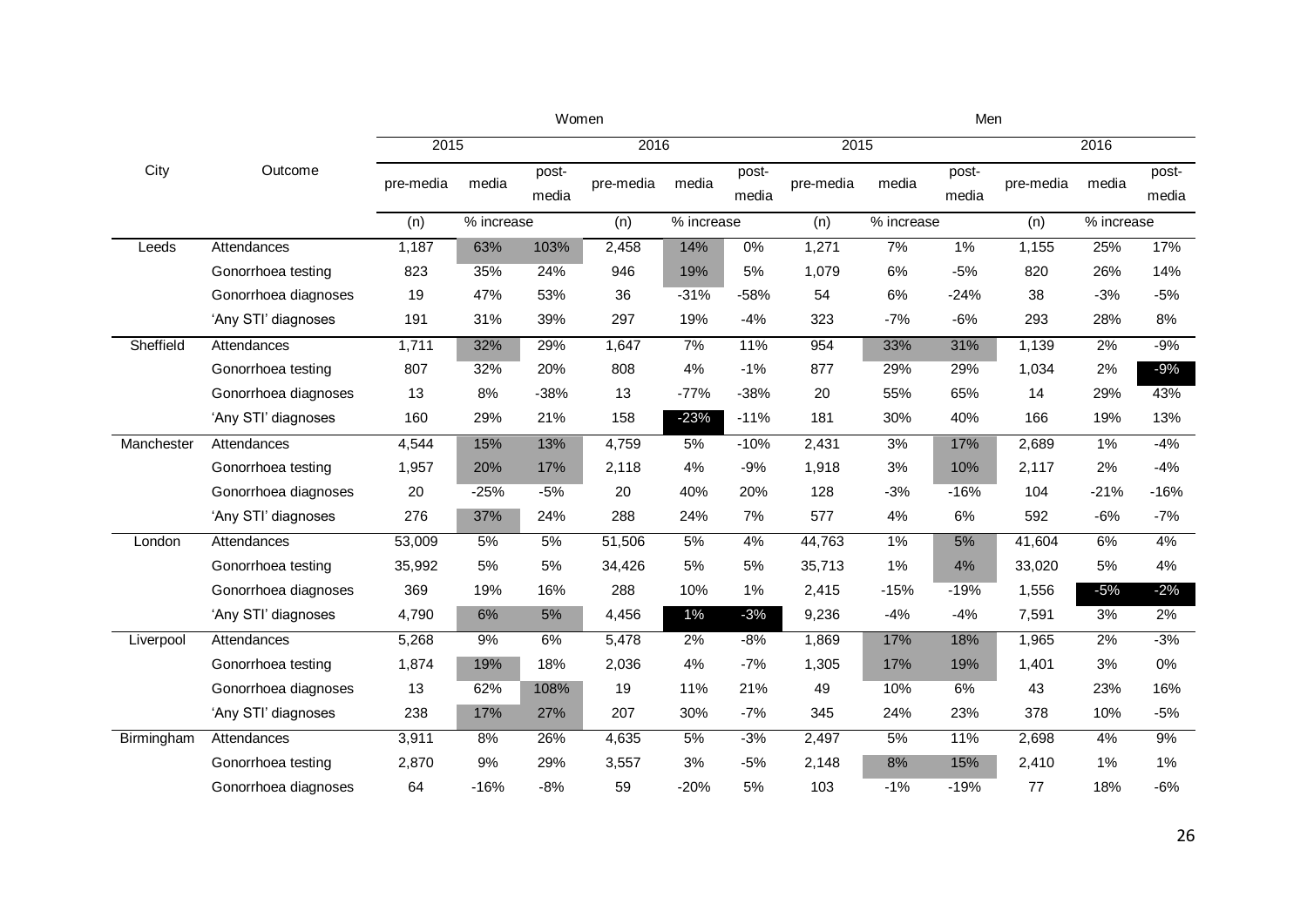| City | Outcome | Women | | | | | | Men | | | | | |
|---|---|---|---|---|---|---|---|---|---|---|---|---|---|
| | | 2015 | | | 2016 | | | 2015 | | | 2016 | | |
| | | pre-media | media | post-media | pre-media | media | post-media | pre-media | media | post-media | pre-media | media | post-media |
| | | (n) | % increase | | (n) | % increase | | (n) | % increase | | (n) | % increase | |
| Leeds | Attendances | 1,187 | 63% | 103% | 2,458 | 14% | 0% | 1,271 | 7% | 1% | 1,155 | 25% | 17% |
| | Gonorrhoea testing | 823 | 35% | 24% | 946 | 19% | 5% | 1,079 | 6% | -5% | 820 | 26% | 14% |
| | Gonorrhoea diagnoses | 19 | 47% | 53% | 36 | -31% | -58% | 54 | 6% | -24% | 38 | -3% | -5% |
| | 'Any STI' diagnoses | 191 | 31% | 39% | 297 | 19% | -4% | 323 | -7% | -6% | 293 | 28% | 8% |
| Sheffield | Attendances | 1,711 | 32% | 29% | 1,647 | 7% | 11% | 954 | 33% | 31% | 1,139 | 2% | -9% |
| | Gonorrhoea testing | 807 | 32% | 20% | 808 | 4% | -1% | 877 | 29% | 29% | 1,034 | 2% | -9% |
| | Gonorrhoea diagnoses | 13 | 8% | -38% | 13 | -77% | -38% | 20 | 55% | 65% | 14 | 29% | 43% |
| | 'Any STI' diagnoses | 160 | 29% | 21% | 158 | -23% | -11% | 181 | 30% | 40% | 166 | 19% | 13% |
| Manchester | Attendances | 4,544 | 15% | 13% | 4,759 | 5% | -10% | 2,431 | 3% | 17% | 2,689 | 1% | -4% |
| | Gonorrhoea testing | 1,957 | 20% | 17% | 2,118 | 4% | -9% | 1,918 | 3% | 10% | 2,117 | 2% | -4% |
| | Gonorrhoea diagnoses | 20 | -25% | -5% | 20 | 40% | 20% | 128 | -3% | -16% | 104 | -21% | -16% |
| | 'Any STI' diagnoses | 276 | 37% | 24% | 288 | 24% | 7% | 577 | 4% | 6% | 592 | -6% | -7% |
| London | Attendances | 53,009 | 5% | 5% | 51,506 | 5% | 4% | 44,763 | 1% | 5% | 41,604 | 6% | 4% |
| | Gonorrhoea testing | 35,992 | 5% | 5% | 34,426 | 5% | 5% | 35,713 | 1% | 4% | 33,020 | 5% | 4% |
| | Gonorrhoea diagnoses | 369 | 19% | 16% | 288 | 10% | 1% | 2,415 | -15% | -19% | 1,556 | -5% | -2% |
| | 'Any STI' diagnoses | 4,790 | 6% | 5% | 4,456 | 1% | -3% | 9,236 | -4% | -4% | 7,591 | 3% | 2% |
| Liverpool | Attendances | 5,268 | 9% | 6% | 5,478 | 2% | -8% | 1,869 | 17% | 18% | 1,965 | 2% | -3% |
| | Gonorrhoea testing | 1,874 | 19% | 18% | 2,036 | 4% | -7% | 1,305 | 17% | 19% | 1,401 | 3% | 0% |
| | Gonorrhoea diagnoses | 13 | 62% | 108% | 19 | 11% | 21% | 49 | 10% | 6% | 43 | 23% | 16% |
| | 'Any STI' diagnoses | 238 | 17% | 27% | 207 | 30% | -7% | 345 | 24% | 23% | 378 | 10% | -5% |
| Birmingham | Attendances | 3,911 | 8% | 26% | 4,635 | 5% | -3% | 2,497 | 5% | 11% | 2,698 | 4% | 9% |
| | Gonorrhoea testing | 2,870 | 9% | 29% | 3,557 | 3% | -5% | 2,148 | 8% | 15% | 2,410 | 1% | 1% |
| | Gonorrhoea diagnoses | 64 | -16% | -8% | 59 | -20% | 5% | 103 | -1% | -19% | 77 | 18% | -6% |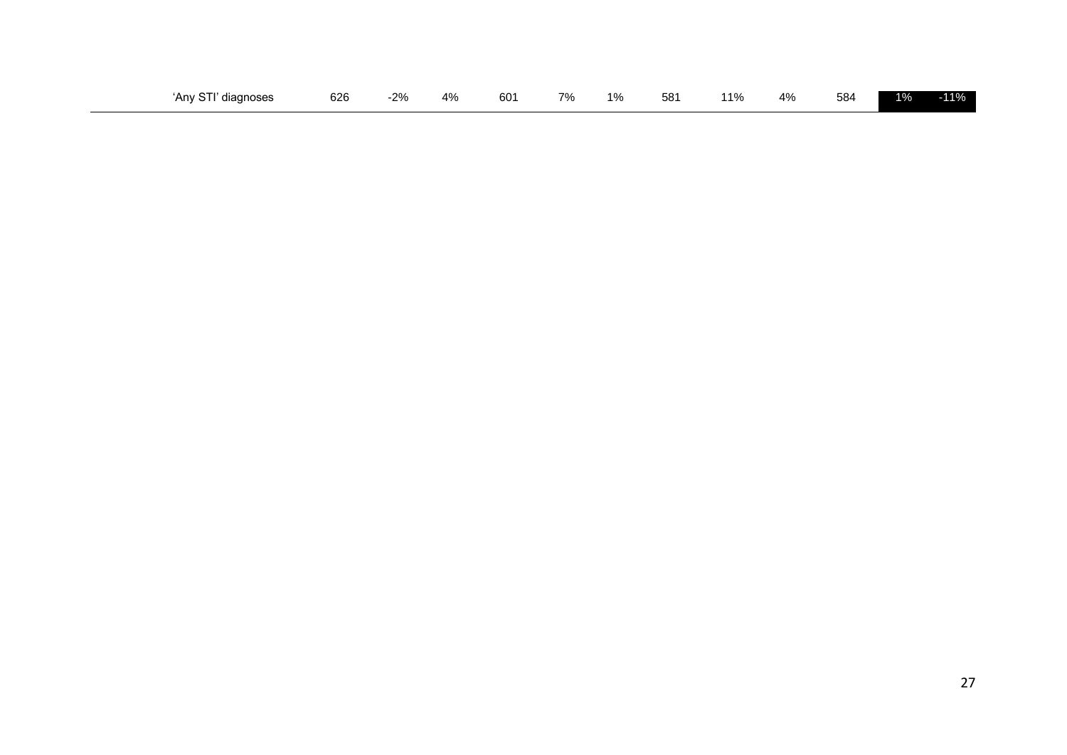| | | | | | | | | | | | | |
|---|---|---|---|---|---|---|---|---|---|---|---|---|
| ‘Any STI’ diagnoses | 626 | -2% | 4% | 601 | 7% | 1% | 581 | 11% | 4% | 584 | 1% | -11% |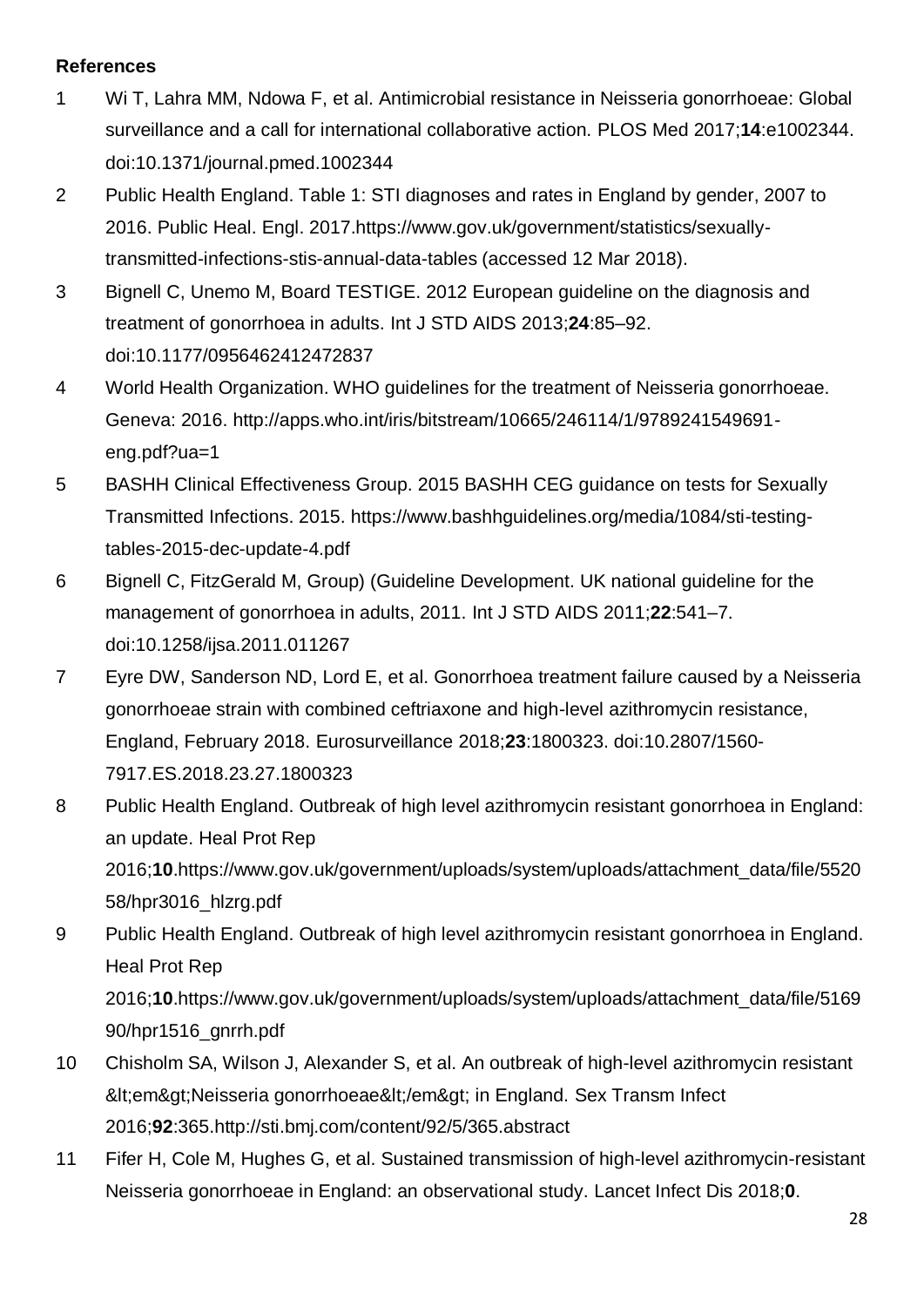**References**

1. Wi T, Lahra MM, Ndowa F, et al. Antimicrobial resistance in Neisseria gonorrhoeae: Global surveillance and a call for international collaborative action. PLOS Med 2017;**14**:e1002344. doi:10.1371/journal.pmed.1002344
2. Public Health England. Table 1: STI diagnoses and rates in England by gender, 2007 to 2016. Public Heal. Engl. 2017.https://www.gov.uk/government/statistics/sexually-transmitted-infections-stis-annual-data-tables (accessed 12 Mar 2018).
3. Bignell C, Unemo M, Board TESTIGE. 2012 European guideline on the diagnosis and treatment of gonorrhoea in adults. Int J STD AIDS 2013;**24**:85–92. doi:10.1177/0956462412472837
4. World Health Organization. WHO guidelines for the treatment of Neisseria gonorrhoeae. Geneva: 2016. http://apps.who.int/iris/bitstream/10665/246114/1/9789241549691-eng.pdf?ua=1
5. BASHH Clinical Effectiveness Group. 2015 BASHH CEG guidance on tests for Sexually Transmitted Infections. 2015. https://www.bashhguidelines.org/media/1084/sti-testing-tables-2015-dec-update-4.pdf
6. Bignell C, FitzGerald M, Group) (Guideline Development. UK national guideline for the management of gonorrhoea in adults, 2011. Int J STD AIDS 2011;**22**:541–7. doi:10.1258/ijsa.2011.011267
7. Eyre DW, Sanderson ND, Lord E, et al. Gonorrhoea treatment failure caused by a Neisseria gonorrhoeae strain with combined ceftriaxone and high-level azithromycin resistance, England, February 2018. Eurosurveillance 2018;**23**:1800323. doi:10.2807/1560-7917.ES.2018.23.27.1800323
8. Public Health England. Outbreak of high level azithromycin resistant gonorrhoea in England: an update. Heal Prot Rep 2016;**10**.https://www.gov.uk/government/uploads/system/uploads/attachment_data/file/552058/hpr3016_hlzrg.pdf
9. Public Health England. Outbreak of high level azithromycin resistant gonorrhoea in England. Heal Prot Rep 2016;**10**.https://www.gov.uk/government/uploads/system/uploads/attachment_data/file/516990/hpr1516_gnrrh.pdf
10. Chisholm SA, Wilson J, Alexander S, et al. An outbreak of high-level azithromycin resistant &lt;em&gt;Neisseria gonorrhoeae&lt;/em&gt; in England. Sex Transm Infect 2016;**92**:365.http://sti.bmj.com/content/92/5/365.abstract
11. Fifer H, Cole M, Hughes G, et al. Sustained transmission of high-level azithromycin-resistant Neisseria gonorrhoeae in England: an observational study. Lancet Infect Dis 2018;**0**.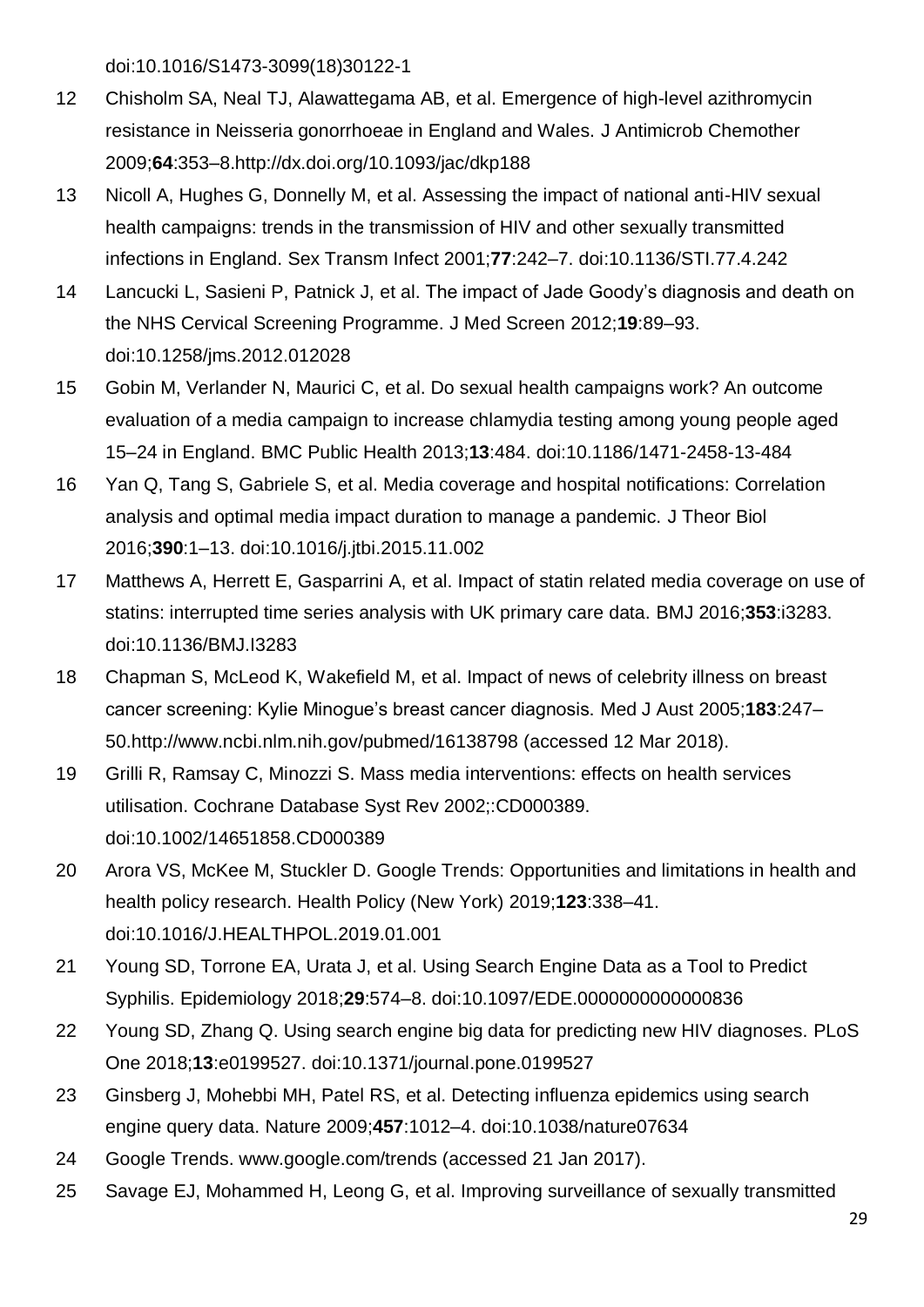doi:10.1016/S1473-3099(18)30122-1

12 Chisholm SA, Neal TJ, Alawattegama AB, et al. Emergence of high-level azithromycin resistance in Neisseria gonorrhoeae in England and Wales. J Antimicrob Chemother 2009;**64**:353–8.http://dx.doi.org/10.1093/jac/dkp188

13 Nicoll A, Hughes G, Donnelly M, et al. Assessing the impact of national anti-HIV sexual health campaigns: trends in the transmission of HIV and other sexually transmitted infections in England. Sex Transm Infect 2001;**77**:242–7. doi:10.1136/STI.77.4.242

14 Lancucki L, Sasieni P, Patnick J, et al. The impact of Jade Goody's diagnosis and death on the NHS Cervical Screening Programme. J Med Screen 2012;**19**:89–93. doi:10.1258/jms.2012.012028

15 Gobin M, Verlander N, Maurici C, et al. Do sexual health campaigns work? An outcome evaluation of a media campaign to increase chlamydia testing among young people aged 15–24 in England. BMC Public Health 2013;**13**:484. doi:10.1186/1471-2458-13-484

16 Yan Q, Tang S, Gabriele S, et al. Media coverage and hospital notifications: Correlation analysis and optimal media impact duration to manage a pandemic. J Theor Biol 2016;**390**:1–13. doi:10.1016/j.jtbi.2015.11.002

17 Matthews A, Herrett E, Gasparrini A, et al. Impact of statin related media coverage on use of statins: interrupted time series analysis with UK primary care data. BMJ 2016;**353**:i3283. doi:10.1136/BMJ.I3283

18 Chapman S, McLeod K, Wakefield M, et al. Impact of news of celebrity illness on breast cancer screening: Kylie Minogue's breast cancer diagnosis. Med J Aust 2005;**183**:247–50.http://www.ncbi.nlm.nih.gov/pubmed/16138798 (accessed 12 Mar 2018).

19 Grilli R, Ramsay C, Minozzi S. Mass media interventions: effects on health services utilisation. Cochrane Database Syst Rev 2002;:CD000389. doi:10.1002/14651858.CD000389

20 Arora VS, McKee M, Stuckler D. Google Trends: Opportunities and limitations in health and health policy research. Health Policy (New York) 2019;**123**:338–41. doi:10.1016/J.HEALTHPOL.2019.01.001

21 Young SD, Torrone EA, Urata J, et al. Using Search Engine Data as a Tool to Predict Syphilis. Epidemiology 2018;**29**:574–8. doi:10.1097/EDE.0000000000000836

22 Young SD, Zhang Q. Using search engine big data for predicting new HIV diagnoses. PLoS One 2018;**13**:e0199527. doi:10.1371/journal.pone.0199527

23 Ginsberg J, Mohebbi MH, Patel RS, et al. Detecting influenza epidemics using search engine query data. Nature 2009;**457**:1012–4. doi:10.1038/nature07634

24 Google Trends. www.google.com/trends (accessed 21 Jan 2017).

25 Savage EJ, Mohammed H, Leong G, et al. Improving surveillance of sexually transmitted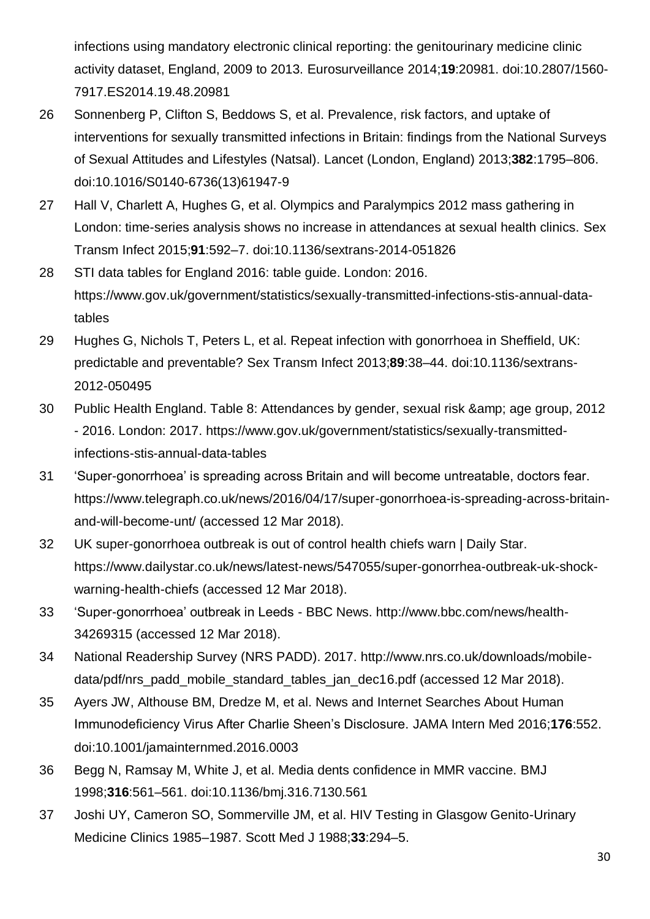infections using mandatory electronic clinical reporting: the genitourinary medicine clinic activity dataset, England, 2009 to 2013. Eurosurveillance 2014;**19**:20981. doi:10.2807/1560-7917.ES2014.19.48.20981

26 Sonnenberg P, Clifton S, Beddows S, et al. Prevalence, risk factors, and uptake of interventions for sexually transmitted infections in Britain: findings from the National Surveys of Sexual Attitudes and Lifestyles (Natsal). Lancet (London, England) 2013;**382**:1795–806. doi:10.1016/S0140-6736(13)61947-9

27 Hall V, Charlett A, Hughes G, et al. Olympics and Paralympics 2012 mass gathering in London: time-series analysis shows no increase in attendances at sexual health clinics. Sex Transm Infect 2015;**91**:592–7. doi:10.1136/sextrans-2014-051826

28 STI data tables for England 2016: table guide. London: 2016. https://www.gov.uk/government/statistics/sexually-transmitted-infections-stis-annual-data-tables

29 Hughes G, Nichols T, Peters L, et al. Repeat infection with gonorrhoea in Sheffield, UK: predictable and preventable? Sex Transm Infect 2013;**89**:38–44. doi:10.1136/sextrans-2012-050495

30 Public Health England. Table 8: Attendances by gender, sexual risk &amp; age group, 2012 - 2016. London: 2017. https://www.gov.uk/government/statistics/sexually-transmitted-infections-stis-annual-data-tables

31 'Super-gonorrhoea' is spreading across Britain and will become untreatable, doctors fear. https://www.telegraph.co.uk/news/2016/04/17/super-gonorrhoea-is-spreading-across-britain-and-will-become-unt/ (accessed 12 Mar 2018).

32 UK super-gonorrhoea outbreak is out of control health chiefs warn | Daily Star. https://www.dailystar.co.uk/news/latest-news/547055/super-gonorrhea-outbreak-uk-shock-warning-health-chiefs (accessed 12 Mar 2018).

33 'Super-gonorrhoea' outbreak in Leeds - BBC News. http://www.bbc.com/news/health-34269315 (accessed 12 Mar 2018).

34 National Readership Survey (NRS PADD). 2017. http://www.nrs.co.uk/downloads/mobile-data/pdf/nrs_padd_mobile_standard_tables_jan_dec16.pdf (accessed 12 Mar 2018).

35 Ayers JW, Althouse BM, Dredze M, et al. News and Internet Searches About Human Immunodeficiency Virus After Charlie Sheen's Disclosure. JAMA Intern Med 2016;**176**:552. doi:10.1001/jamainternmed.2016.0003

36 Begg N, Ramsay M, White J, et al. Media dents confidence in MMR vaccine. BMJ 1998;**316**:561–561. doi:10.1136/bmj.316.7130.561

37 Joshi UY, Cameron SO, Sommerville JM, et al. HIV Testing in Glasgow Genito-Urinary Medicine Clinics 1985–1987. Scott Med J 1988;**33**:294–5.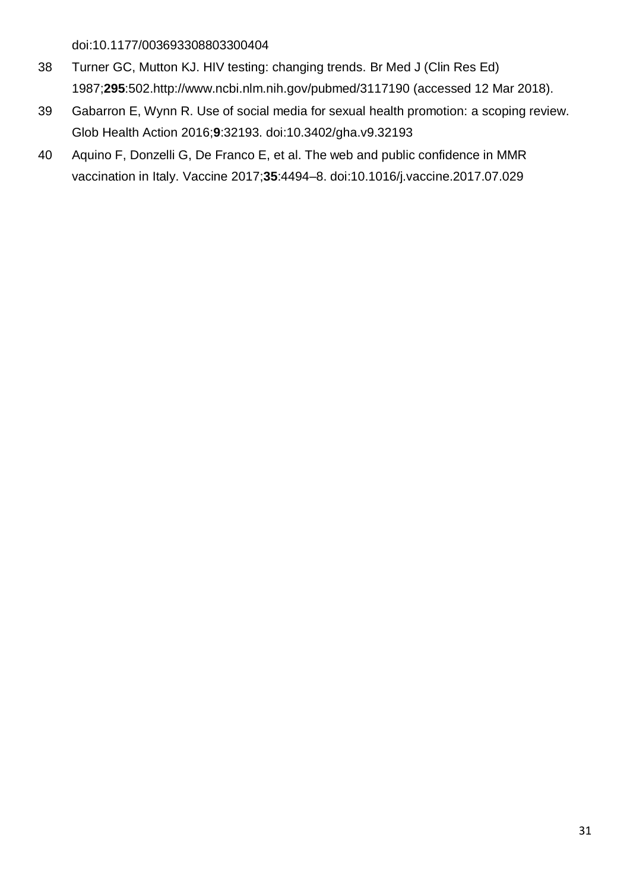doi:10.1177/003693308803300404

38 Turner GC, Mutton KJ. HIV testing: changing trends. Br Med J (Clin Res Ed) 1987;**295**:502.http://www.ncbi.nlm.nih.gov/pubmed/3117190 (accessed 12 Mar 2018).

39 Gabarron E, Wynn R. Use of social media for sexual health promotion: a scoping review. Glob Health Action 2016;**9**:32193. doi:10.3402/gha.v9.32193

40 Aquino F, Donzelli G, De Franco E, et al. The web and public confidence in MMR vaccination in Italy. Vaccine 2017;**35**:4494–8. doi:10.1016/j.vaccine.2017.07.029